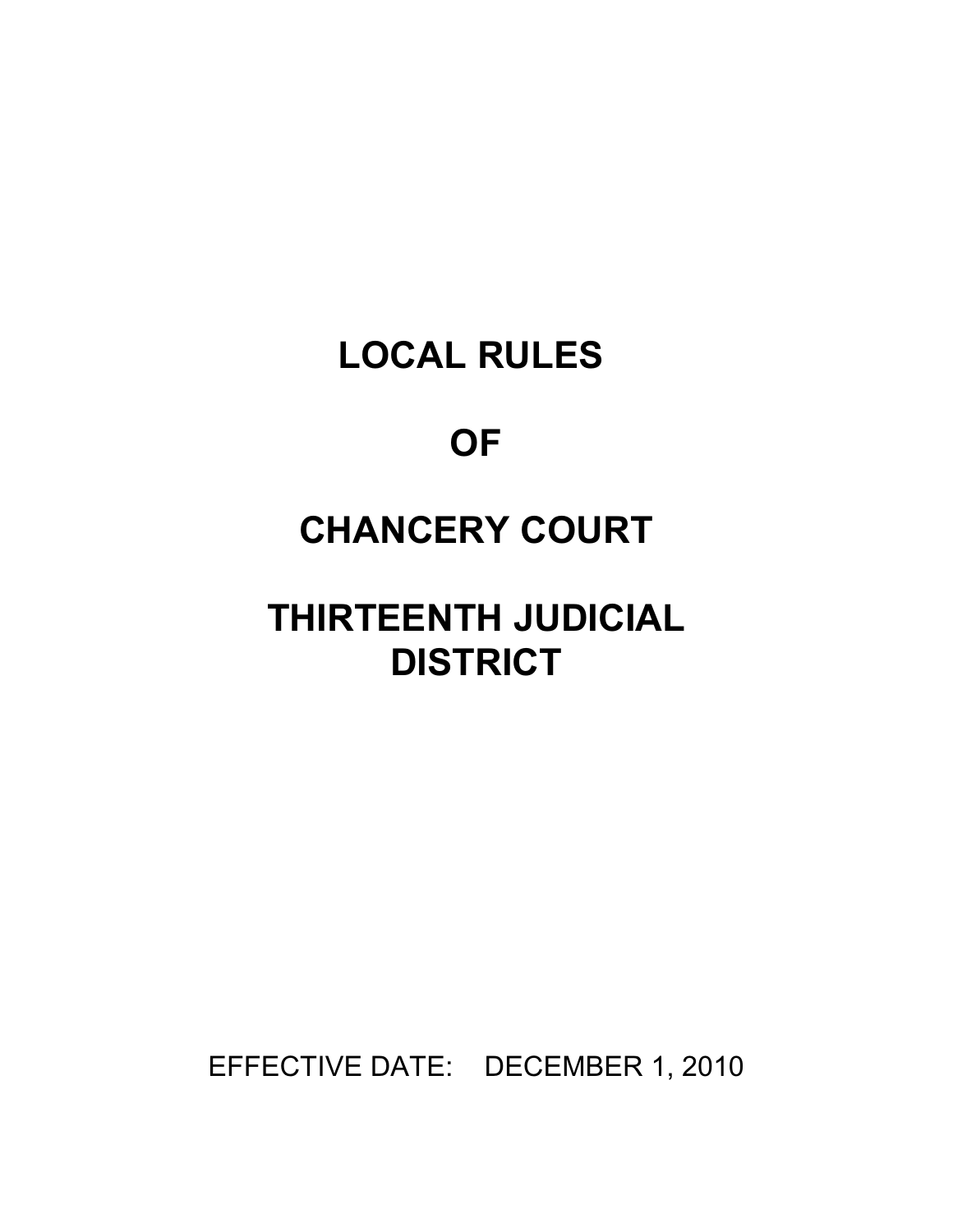# LOCAL RULES

# OF

# CHANCERY COURT

# THIRTEENTH JUDICIAL DISTRICT

EFFECTIVE DATE: DECEMBER 1, 2010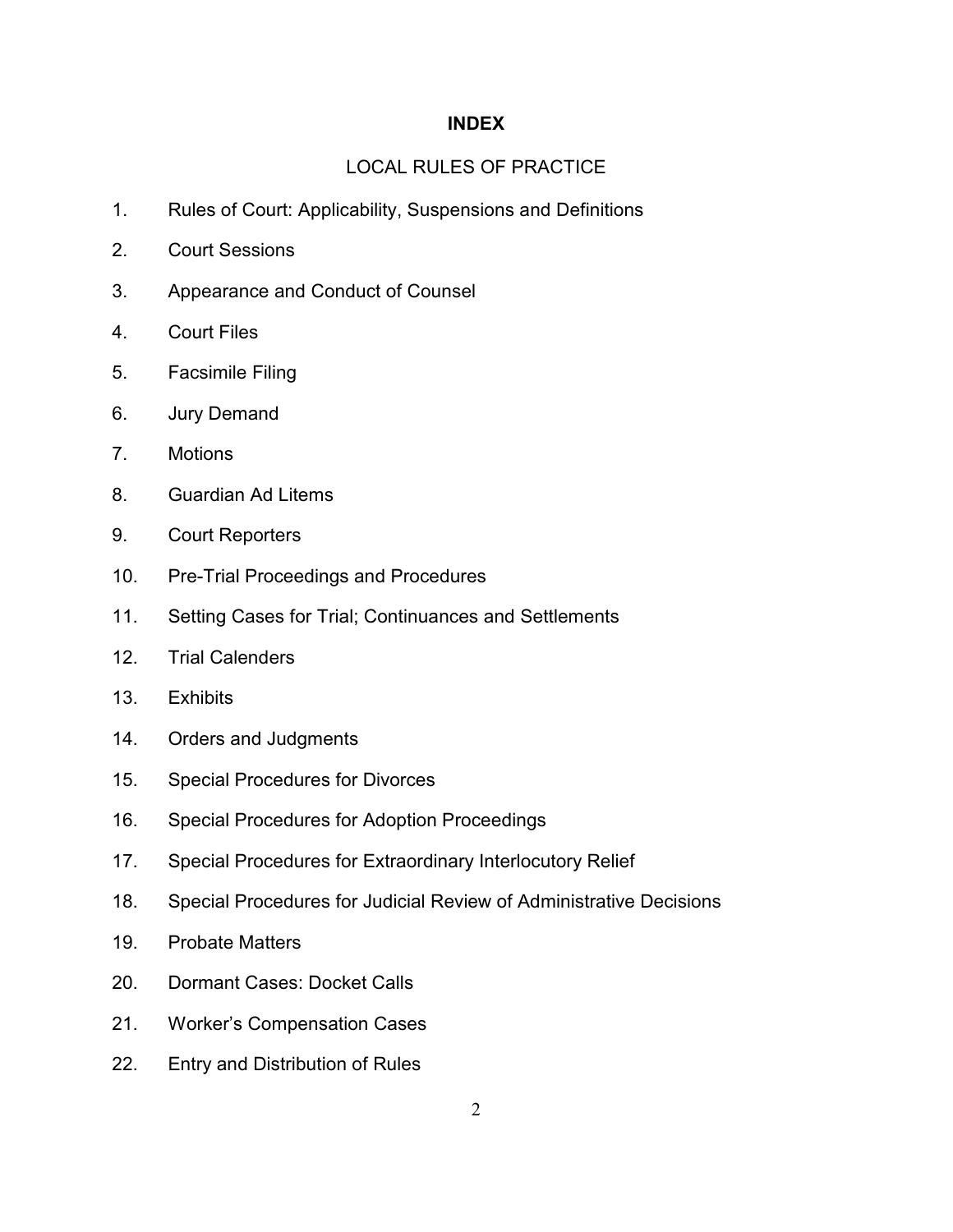# INDEX

## LOCAL RULES OF PRACTICE

1. Rules of Court: Applicability, Suspensions and Definitions
2. Court Sessions
3. Appearance and Conduct of Counsel
4. Court Files
5. Facsimile Filing
6. Jury Demand
7. Motions
8. Guardian Ad Litems
9. Court Reporters
10. Pre-Trial Proceedings and Procedures
11. Setting Cases for Trial; Continuances and Settlements
12. Trial Calenders
13. Exhibits
14. Orders and Judgments
15. Special Procedures for Divorces
16. Special Procedures for Adoption Proceedings
17. Special Procedures for Extraordinary Interlocutory Relief
18. Special Procedures for Judicial Review of Administrative Decisions
19. Probate Matters
20. Dormant Cases: Docket Calls
21. Worker's Compensation Cases
22. Entry and Distribution of Rules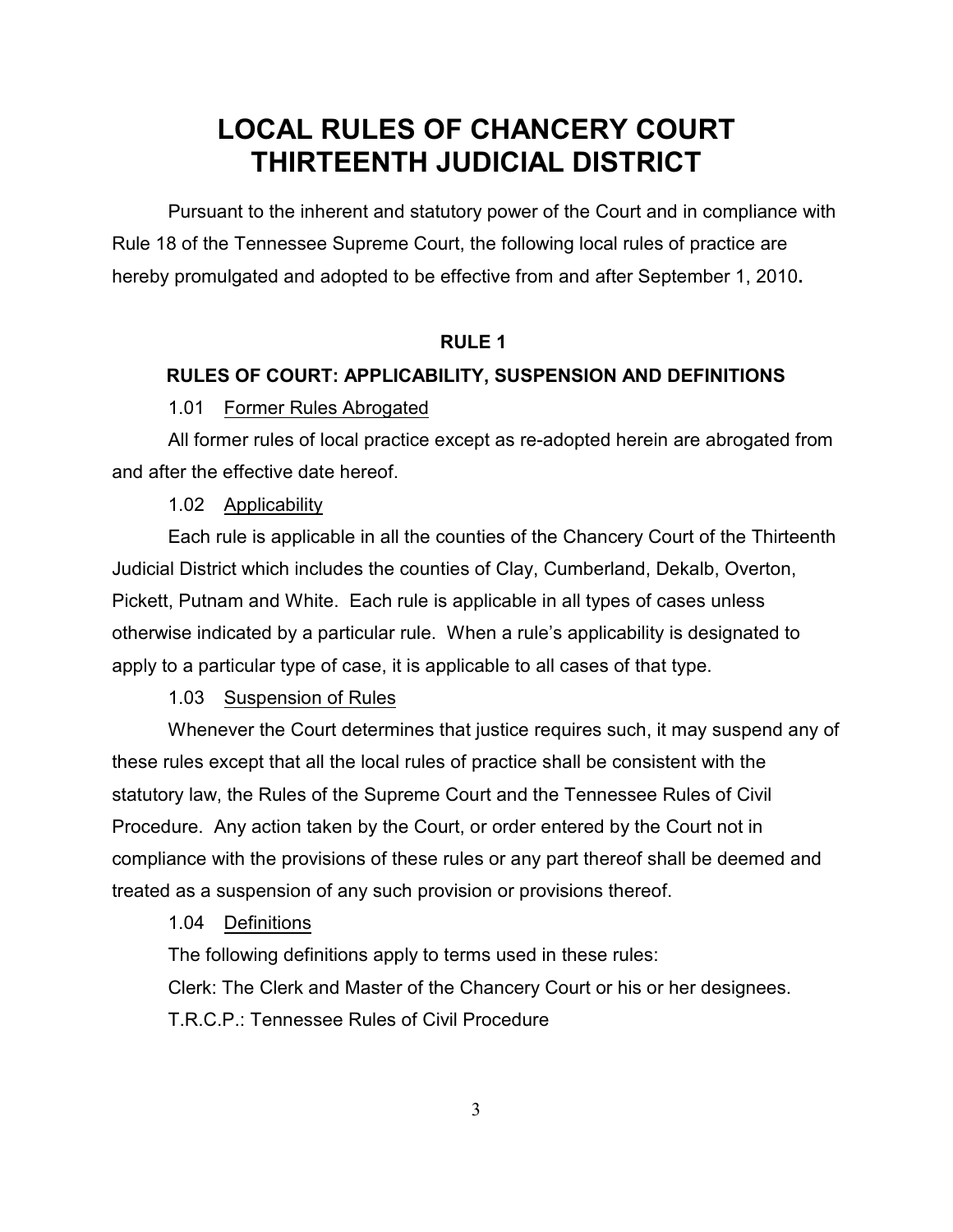# LOCAL RULES OF CHANCERY COURT THIRTEENTH JUDICIAL DISTRICT

Pursuant to the inherent and statutory power of the Court and in compliance with Rule 18 of the Tennessee Supreme Court, the following local rules of practice are hereby promulgated and adopted to be effective from and after September 1, 2010**.**

## RULE 1

### RULES OF COURT: APPLICABILITY, SUSPENSION AND DEFINITIONS

1.01 Former Rules Abrogated

All former rules of local practice except as re-adopted herein are abrogated from and after the effective date hereof.

1.02 Applicability

Each rule is applicable in all the counties of the Chancery Court of the Thirteenth Judicial District which includes the counties of Clay, Cumberland, Dekalb, Overton, Pickett, Putnam and White. Each rule is applicable in all types of cases unless otherwise indicated by a particular rule. When a rule's applicability is designated to apply to a particular type of case, it is applicable to all cases of that type.

1.03 Suspension of Rules

Whenever the Court determines that justice requires such, it may suspend any of these rules except that all the local rules of practice shall be consistent with the statutory law, the Rules of the Supreme Court and the Tennessee Rules of Civil Procedure. Any action taken by the Court, or order entered by the Court not in compliance with the provisions of these rules or any part thereof shall be deemed and treated as a suspension of any such provision or provisions thereof.

1.04 Definitions

The following definitions apply to terms used in these rules:

Clerk: The Clerk and Master of the Chancery Court or his or her designees.

T.R.C.P.: Tennessee Rules of Civil Procedure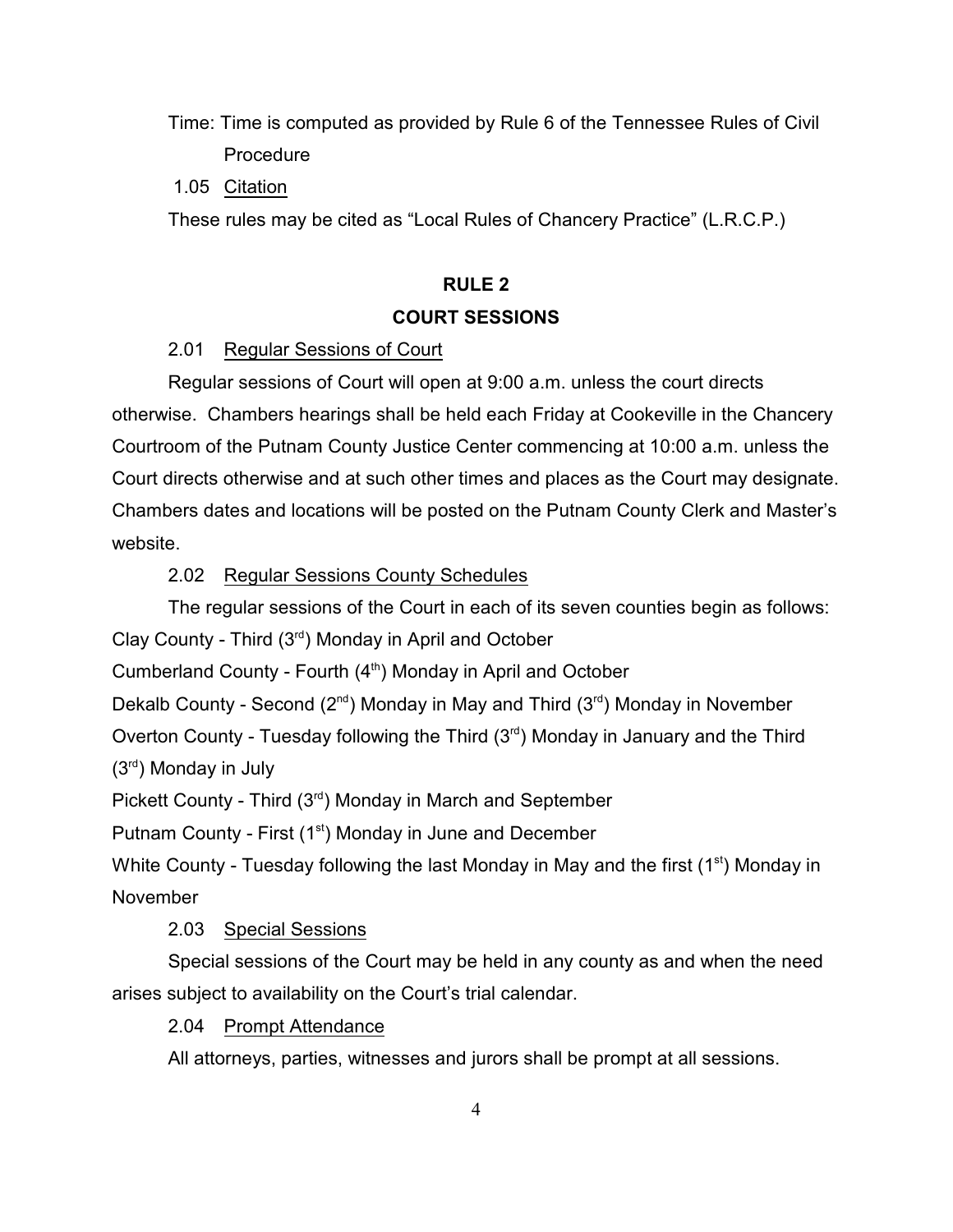Time: Time is computed as provided by Rule 6 of the Tennessee Rules of Civil Procedure

1.05 Citation

These rules may be cited as "Local Rules of Chancery Practice" (L.R.C.P.)

## RULE 2

## COURT SESSIONS

2.01 Regular Sessions of Court

Regular sessions of Court will open at 9:00 a.m. unless the court directs otherwise. Chambers hearings shall be held each Friday at Cookeville in the Chancery Courtroom of the Putnam County Justice Center commencing at 10:00 a.m. unless the Court directs otherwise and at such other times and places as the Court may designate. Chambers dates and locations will be posted on the Putnam County Clerk and Master's website.

2.02 Regular Sessions County Schedules

The regular sessions of the Court in each of its seven counties begin as follows:

Clay County - Third (3rd) Monday in April and October

Cumberland County - Fourth (4th) Monday in April and October

Dekalb County - Second (2nd) Monday in May and Third (3rd) Monday in November

Overton County - Tuesday following the Third (3rd) Monday in January and the Third (3rd) Monday in July

Pickett County - Third (3rd) Monday in March and September

Putnam County - First (1st) Monday in June and December

White County - Tuesday following the last Monday in May and the first (1st) Monday in November

2.03 Special Sessions

Special sessions of the Court may be held in any county as and when the need arises subject to availability on the Court's trial calendar.

2.04 Prompt Attendance

All attorneys, parties, witnesses and jurors shall be prompt at all sessions.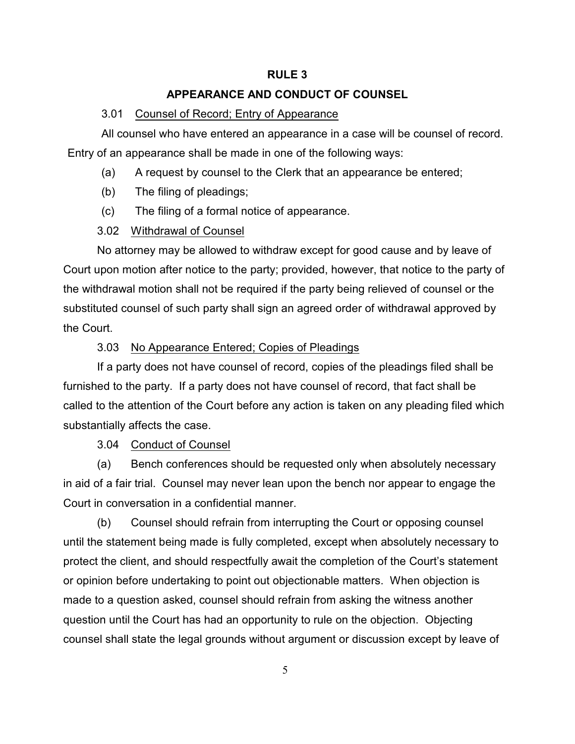## RULE 3

## APPEARANCE AND CONDUCT OF COUNSEL

3.01 Counsel of Record; Entry of Appearance

All counsel who have entered an appearance in a case will be counsel of record. Entry of an appearance shall be made in one of the following ways:

(a) A request by counsel to the Clerk that an appearance be entered;

(b) The filing of pleadings;

(c) The filing of a formal notice of appearance.

3.02 Withdrawal of Counsel

No attorney may be allowed to withdraw except for good cause and by leave of Court upon motion after notice to the party; provided, however, that notice to the party of the withdrawal motion shall not be required if the party being relieved of counsel or the substituted counsel of such party shall sign an agreed order of withdrawal approved by the Court.

3.03 No Appearance Entered; Copies of Pleadings

If a party does not have counsel of record, copies of the pleadings filed shall be furnished to the party. If a party does not have counsel of record, that fact shall be called to the attention of the Court before any action is taken on any pleading filed which substantially affects the case.

3.04 Conduct of Counsel

(a) Bench conferences should be requested only when absolutely necessary in aid of a fair trial. Counsel may never lean upon the bench nor appear to engage the Court in conversation in a confidential manner.

(b) Counsel should refrain from interrupting the Court or opposing counsel until the statement being made is fully completed, except when absolutely necessary to protect the client, and should respectfully await the completion of the Court's statement or opinion before undertaking to point out objectionable matters. When objection is made to a question asked, counsel should refrain from asking the witness another question until the Court has had an opportunity to rule on the objection. Objecting counsel shall state the legal grounds without argument or discussion except by leave of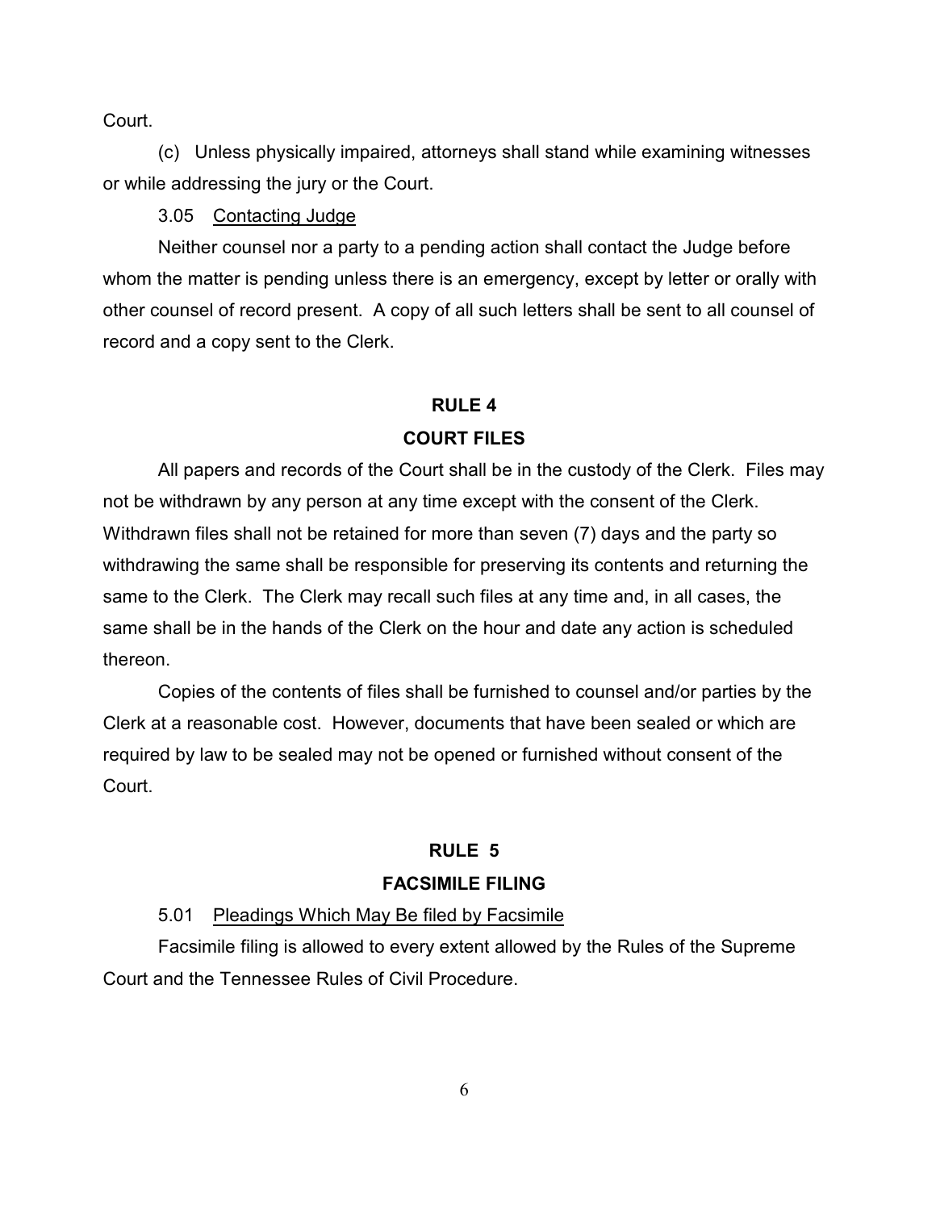Court.

(c) Unless physically impaired, attorneys shall stand while examining witnesses or while addressing the jury or the Court.

3.05 <u>Contacting Judge</u>

Neither counsel nor a party to a pending action shall contact the Judge before whom the matter is pending unless there is an emergency, except by letter or orally with other counsel of record present. A copy of all such letters shall be sent to all counsel of record and a copy sent to the Clerk.

## RULE 4

## COURT FILES

All papers and records of the Court shall be in the custody of the Clerk. Files may not be withdrawn by any person at any time except with the consent of the Clerk. Withdrawn files shall not be retained for more than seven (7) days and the party so withdrawing the same shall be responsible for preserving its contents and returning the same to the Clerk. The Clerk may recall such files at any time and, in all cases, the same shall be in the hands of the Clerk on the hour and date any action is scheduled thereon.

Copies of the contents of files shall be furnished to counsel and/or parties by the Clerk at a reasonable cost. However, documents that have been sealed or which are required by law to be sealed may not be opened or furnished without consent of the Court.

## RULE 5

## FACSIMILE FILING

5.01 <u>Pleadings Which May Be filed by Facsimile</u>

Facsimile filing is allowed to every extent allowed by the Rules of the Supreme Court and the Tennessee Rules of Civil Procedure.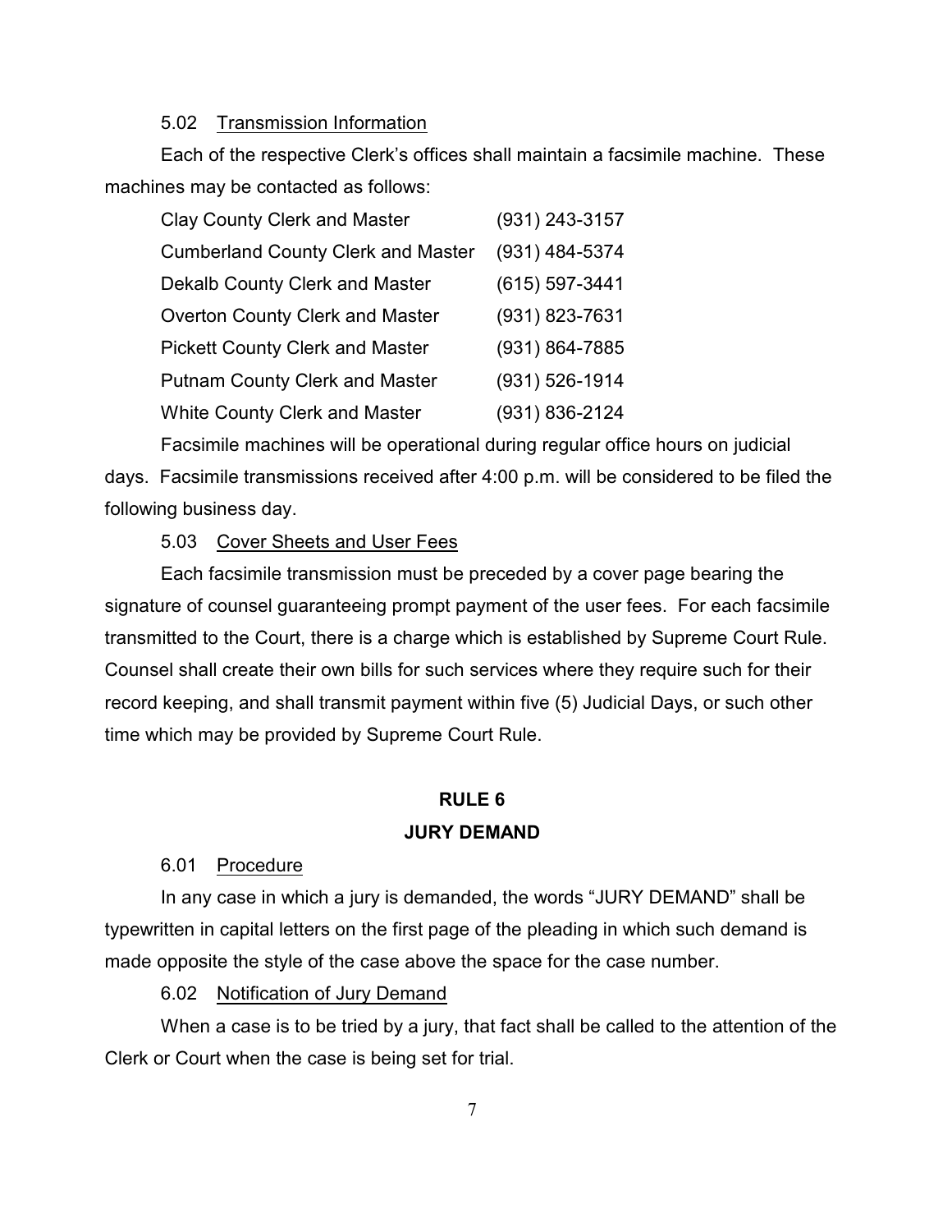5.02 Transmission Information

Each of the respective Clerk's offices shall maintain a facsimile machine. These machines may be contacted as follows:

| | |
|---|---|
| Clay County Clerk and Master | (931) 243-3157 |
| Cumberland County Clerk and Master | (931) 484-5374 |
| Dekalb County Clerk and Master | (615) 597-3441 |
| Overton County Clerk and Master | (931) 823-7631 |
| Pickett County Clerk and Master | (931) 864-7885 |
| Putnam County Clerk and Master | (931) 526-1914 |
| White County Clerk and Master | (931) 836-2124 |

Facsimile machines will be operational during regular office hours on judicial days. Facsimile transmissions received after 4:00 p.m. will be considered to be filed the following business day.

5.03 Cover Sheets and User Fees

Each facsimile transmission must be preceded by a cover page bearing the signature of counsel guaranteeing prompt payment of the user fees. For each facsimile transmitted to the Court, there is a charge which is established by Supreme Court Rule. Counsel shall create their own bills for such services where they require such for their record keeping, and shall transmit payment within five (5) Judicial Days, or such other time which may be provided by Supreme Court Rule.

## RULE 6
## JURY DEMAND

6.01 Procedure

In any case in which a jury is demanded, the words "JURY DEMAND" shall be typewritten in capital letters on the first page of the pleading in which such demand is made opposite the style of the case above the space for the case number.

6.02 Notification of Jury Demand

When a case is to be tried by a jury, that fact shall be called to the attention of the Clerk or Court when the case is being set for trial.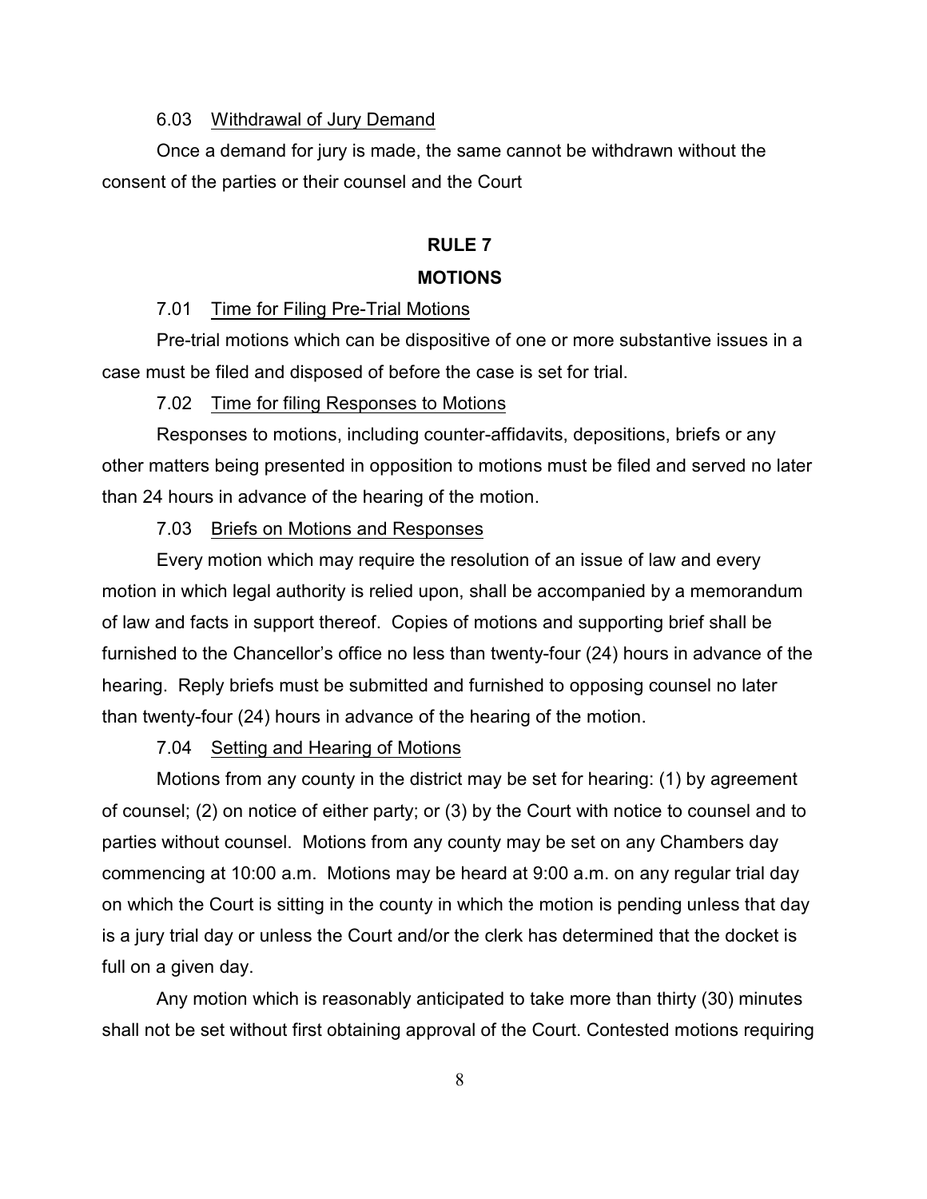6.03 Withdrawal of Jury Demand

Once a demand for jury is made, the same cannot be withdrawn without the consent of the parties or their counsel and the Court

## RULE 7

## MOTIONS

7.01 Time for Filing Pre-Trial Motions

Pre-trial motions which can be dispositive of one or more substantive issues in a case must be filed and disposed of before the case is set for trial.

7.02 Time for filing Responses to Motions

Responses to motions, including counter-affidavits, depositions, briefs or any other matters being presented in opposition to motions must be filed and served no later than 24 hours in advance of the hearing of the motion.

7.03 Briefs on Motions and Responses

Every motion which may require the resolution of an issue of law and every motion in which legal authority is relied upon, shall be accompanied by a memorandum of law and facts in support thereof. Copies of motions and supporting brief shall be furnished to the Chancellor's office no less than twenty-four (24) hours in advance of the hearing. Reply briefs must be submitted and furnished to opposing counsel no later than twenty-four (24) hours in advance of the hearing of the motion.

7.04 Setting and Hearing of Motions

Motions from any county in the district may be set for hearing: (1) by agreement of counsel; (2) on notice of either party; or (3) by the Court with notice to counsel and to parties without counsel. Motions from any county may be set on any Chambers day commencing at 10:00 a.m. Motions may be heard at 9:00 a.m. on any regular trial day on which the Court is sitting in the county in which the motion is pending unless that day is a jury trial day or unless the Court and/or the clerk has determined that the docket is full on a given day.

Any motion which is reasonably anticipated to take more than thirty (30) minutes shall not be set without first obtaining approval of the Court. Contested motions requiring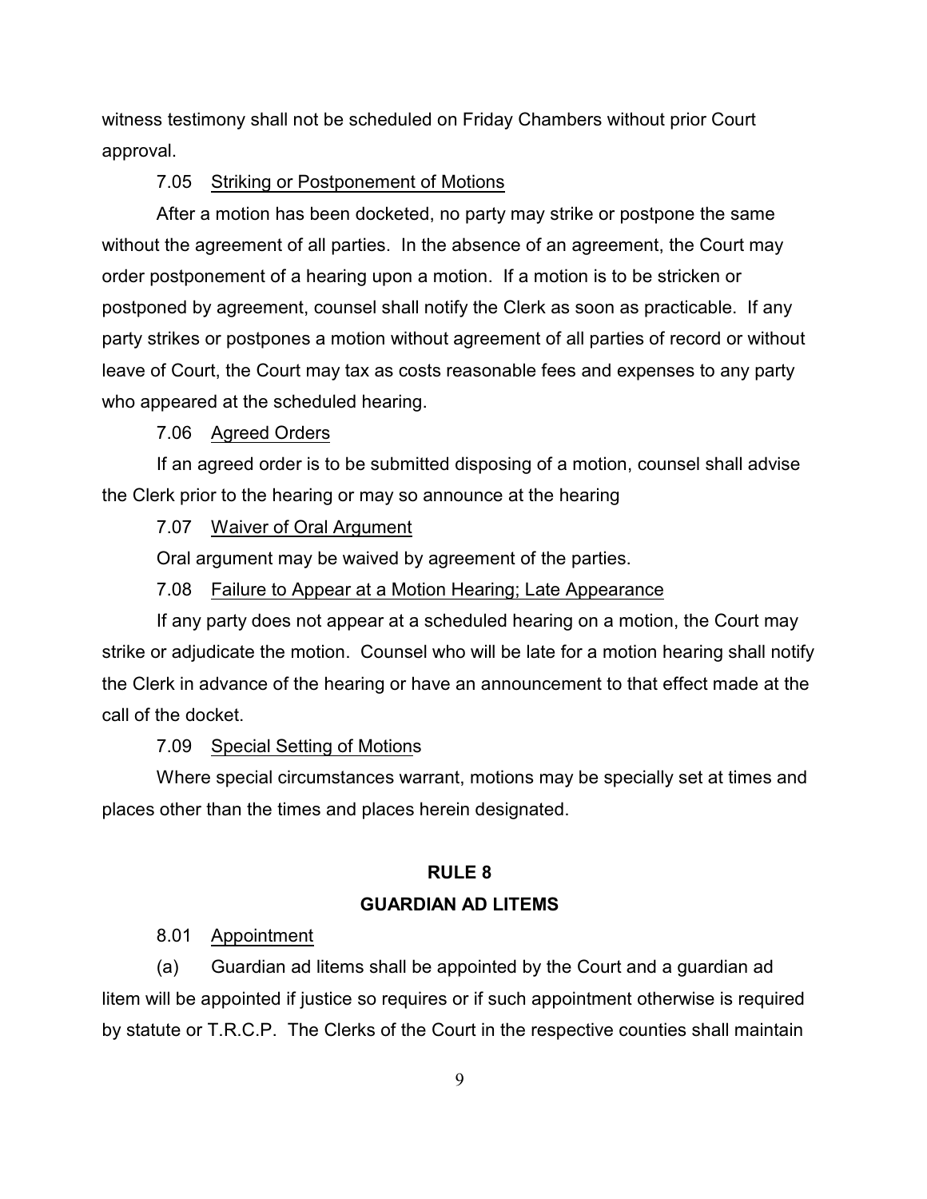witness testimony shall not be scheduled on Friday Chambers without prior Court approval.

7.05 Striking or Postponement of Motions

After a motion has been docketed, no party may strike or postpone the same without the agreement of all parties. In the absence of an agreement, the Court may order postponement of a hearing upon a motion. If a motion is to be stricken or postponed by agreement, counsel shall notify the Clerk as soon as practicable. If any party strikes or postpones a motion without agreement of all parties of record or without leave of Court, the Court may tax as costs reasonable fees and expenses to any party who appeared at the scheduled hearing.

7.06 Agreed Orders

If an agreed order is to be submitted disposing of a motion, counsel shall advise the Clerk prior to the hearing or may so announce at the hearing

7.07 Waiver of Oral Argument

Oral argument may be waived by agreement of the parties.

7.08 Failure to Appear at a Motion Hearing; Late Appearance

If any party does not appear at a scheduled hearing on a motion, the Court may strike or adjudicate the motion. Counsel who will be late for a motion hearing shall notify the Clerk in advance of the hearing or have an announcement to that effect made at the call of the docket.

7.09 Special Setting of Motions

Where special circumstances warrant, motions may be specially set at times and places other than the times and places herein designated.

## RULE 8

## GUARDIAN AD LITEMS

8.01 Appointment

(a) Guardian ad litems shall be appointed by the Court and a guardian ad litem will be appointed if justice so requires or if such appointment otherwise is required by statute or T.R.C.P. The Clerks of the Court in the respective counties shall maintain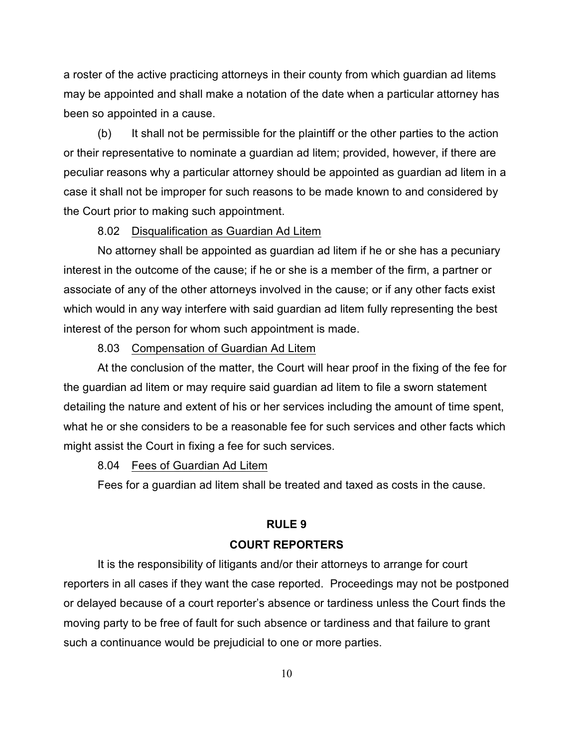a roster of the active practicing attorneys in their county from which guardian ad litems may be appointed and shall make a notation of the date when a particular attorney has been so appointed in a cause.

(b) It shall not be permissible for the plaintiff or the other parties to the action or their representative to nominate a guardian ad litem; provided, however, if there are peculiar reasons why a particular attorney should be appointed as guardian ad litem in a case it shall not be improper for such reasons to be made known to and considered by the Court prior to making such appointment.

8.02 <u>Disqualification as Guardian Ad Litem</u>

No attorney shall be appointed as guardian ad litem if he or she has a pecuniary interest in the outcome of the cause; if he or she is a member of the firm, a partner or associate of any of the other attorneys involved in the cause; or if any other facts exist which would in any way interfere with said guardian ad litem fully representing the best interest of the person for whom such appointment is made.

8.03 <u>Compensation of Guardian Ad Litem</u>

At the conclusion of the matter, the Court will hear proof in the fixing of the fee for the guardian ad litem or may require said guardian ad litem to file a sworn statement detailing the nature and extent of his or her services including the amount of time spent, what he or she considers to be a reasonable fee for such services and other facts which might assist the Court in fixing a fee for such services.

8.04 <u>Fees of Guardian Ad Litem</u>

Fees for a guardian ad litem shall be treated and taxed as costs in the cause.

## RULE 9

## COURT REPORTERS

It is the responsibility of litigants and/or their attorneys to arrange for court reporters in all cases if they want the case reported. Proceedings may not be postponed or delayed because of a court reporter's absence or tardiness unless the Court finds the moving party to be free of fault for such absence or tardiness and that failure to grant such a continuance would be prejudicial to one or more parties.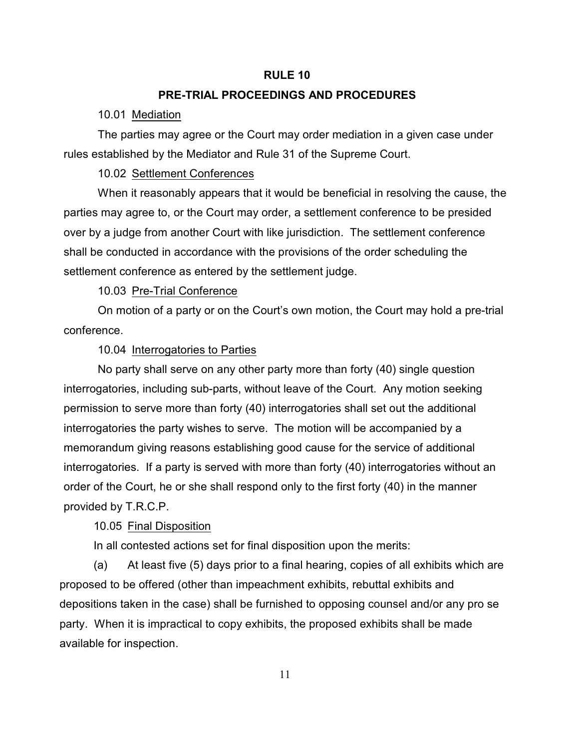## RULE 10

### PRE-TRIAL PROCEEDINGS AND PROCEDURES

10.01 Mediation

The parties may agree or the Court may order mediation in a given case under rules established by the Mediator and Rule 31 of the Supreme Court.

10.02 Settlement Conferences

When it reasonably appears that it would be beneficial in resolving the cause, the parties may agree to, or the Court may order, a settlement conference to be presided over by a judge from another Court with like jurisdiction. The settlement conference shall be conducted in accordance with the provisions of the order scheduling the settlement conference as entered by the settlement judge.

10.03 Pre-Trial Conference

On motion of a party or on the Court's own motion, the Court may hold a pre-trial conference.

10.04 Interrogatories to Parties

No party shall serve on any other party more than forty (40) single question interrogatories, including sub-parts, without leave of the Court. Any motion seeking permission to serve more than forty (40) interrogatories shall set out the additional interrogatories the party wishes to serve. The motion will be accompanied by a memorandum giving reasons establishing good cause for the service of additional interrogatories. If a party is served with more than forty (40) interrogatories without an order of the Court, he or she shall respond only to the first forty (40) in the manner provided by T.R.C.P.

10.05 Final Disposition

In all contested actions set for final disposition upon the merits:

(a) At least five (5) days prior to a final hearing, copies of all exhibits which are proposed to be offered (other than impeachment exhibits, rebuttal exhibits and depositions taken in the case) shall be furnished to opposing counsel and/or any pro se party. When it is impractical to copy exhibits, the proposed exhibits shall be made available for inspection.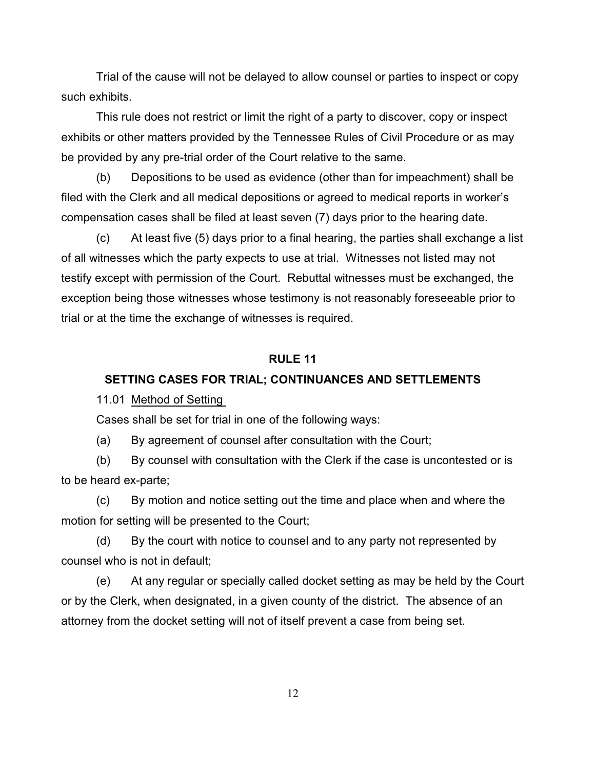Trial of the cause will not be delayed to allow counsel or parties to inspect or copy such exhibits.

This rule does not restrict or limit the right of a party to discover, copy or inspect exhibits or other matters provided by the Tennessee Rules of Civil Procedure or as may be provided by any pre-trial order of the Court relative to the same.

(b) Depositions to be used as evidence (other than for impeachment) shall be filed with the Clerk and all medical depositions or agreed to medical reports in worker's compensation cases shall be filed at least seven (7) days prior to the hearing date.

(c) At least five (5) days prior to a final hearing, the parties shall exchange a list of all witnesses which the party expects to use at trial. Witnesses not listed may not testify except with permission of the Court. Rebuttal witnesses must be exchanged, the exception being those witnesses whose testimony is not reasonably foreseeable prior to trial or at the time the exchange of witnesses is required.

## RULE 11

## SETTING CASES FOR TRIAL; CONTINUANCES AND SETTLEMENTS

11.01 Method of Setting

Cases shall be set for trial in one of the following ways:

(a) By agreement of counsel after consultation with the Court;

(b) By counsel with consultation with the Clerk if the case is uncontested or is to be heard ex-parte;

(c) By motion and notice setting out the time and place when and where the motion for setting will be presented to the Court;

(d) By the court with notice to counsel and to any party not represented by counsel who is not in default;

(e) At any regular or specially called docket setting as may be held by the Court or by the Clerk, when designated, in a given county of the district. The absence of an attorney from the docket setting will not of itself prevent a case from being set.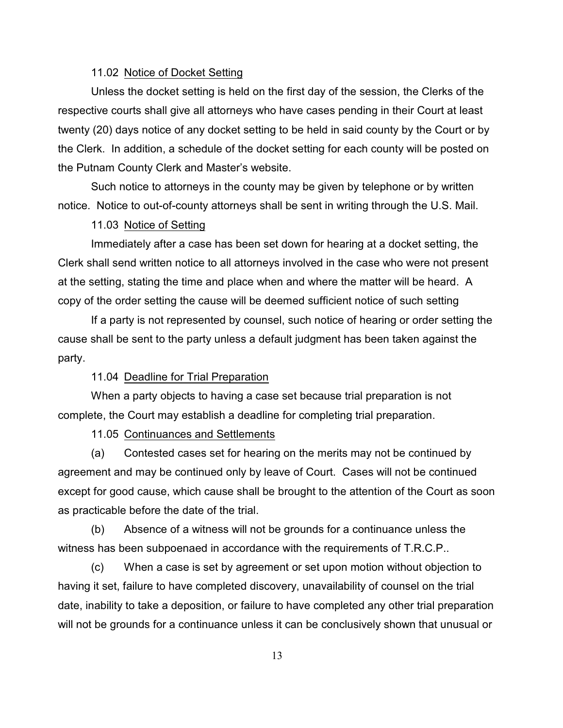11.02 Notice of Docket Setting

Unless the docket setting is held on the first day of the session, the Clerks of the respective courts shall give all attorneys who have cases pending in their Court at least twenty (20) days notice of any docket setting to be held in said county by the Court or by the Clerk. In addition, a schedule of the docket setting for each county will be posted on the Putnam County Clerk and Master's website.

Such notice to attorneys in the county may be given by telephone or by written notice. Notice to out-of-county attorneys shall be sent in writing through the U.S. Mail.

11.03 Notice of Setting

Immediately after a case has been set down for hearing at a docket setting, the Clerk shall send written notice to all attorneys involved in the case who were not present at the setting, stating the time and place when and where the matter will be heard. A copy of the order setting the cause will be deemed sufficient notice of such setting

If a party is not represented by counsel, such notice of hearing or order setting the cause shall be sent to the party unless a default judgment has been taken against the party.

11.04 Deadline for Trial Preparation

When a party objects to having a case set because trial preparation is not complete, the Court may establish a deadline for completing trial preparation.

11.05 Continuances and Settlements

(a) Contested cases set for hearing on the merits may not be continued by agreement and may be continued only by leave of Court. Cases will not be continued except for good cause, which cause shall be brought to the attention of the Court as soon as practicable before the date of the trial.

(b) Absence of a witness will not be grounds for a continuance unless the witness has been subpoenaed in accordance with the requirements of T.R.C.P..

(c) When a case is set by agreement or set upon motion without objection to having it set, failure to have completed discovery, unavailability of counsel on the trial date, inability to take a deposition, or failure to have completed any other trial preparation will not be grounds for a continuance unless it can be conclusively shown that unusual or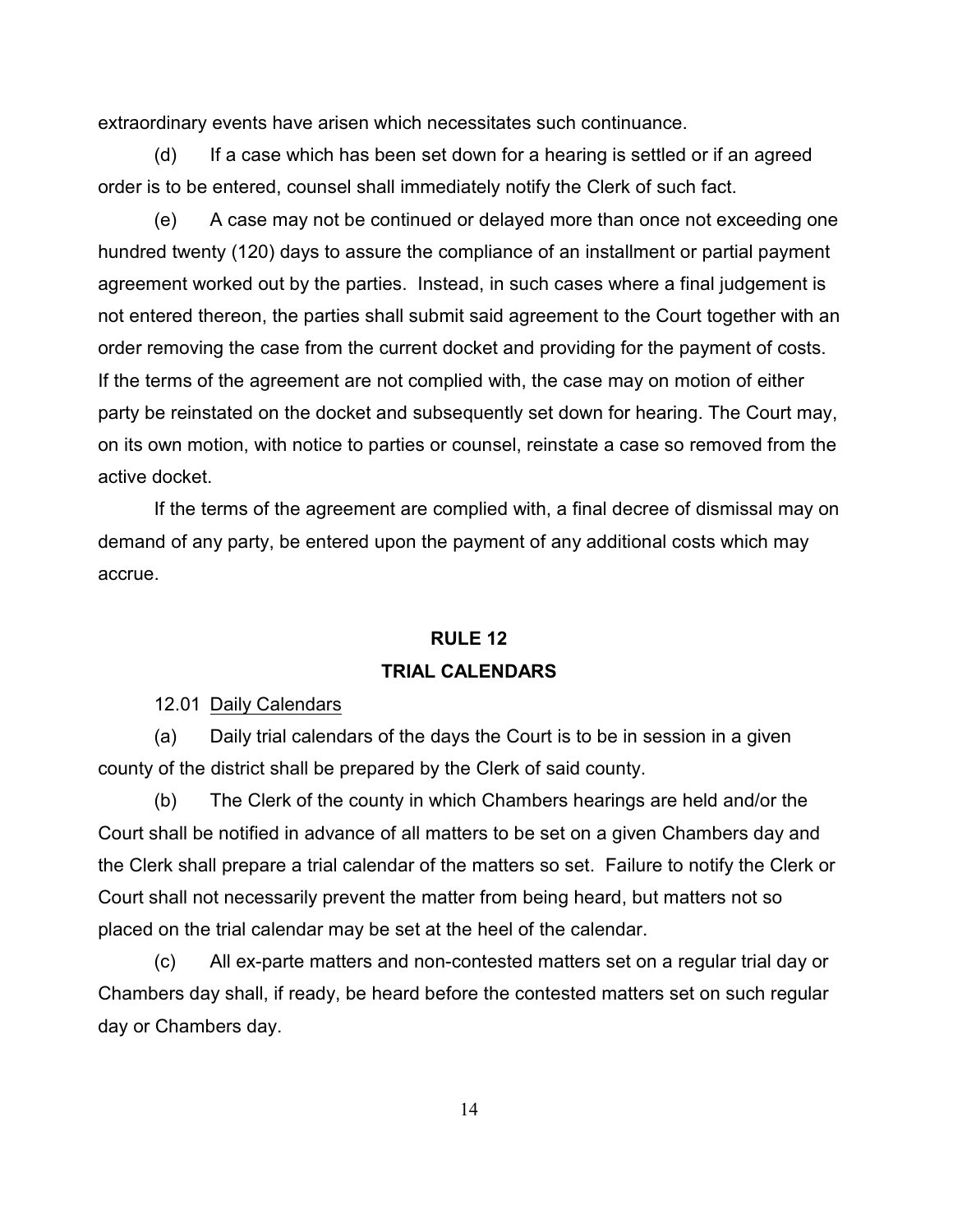extraordinary events have arisen which necessitates such continuance.

(d) If a case which has been set down for a hearing is settled or if an agreed order is to be entered, counsel shall immediately notify the Clerk of such fact.

(e) A case may not be continued or delayed more than once not exceeding one hundred twenty (120) days to assure the compliance of an installment or partial payment agreement worked out by the parties. Instead, in such cases where a final judgement is not entered thereon, the parties shall submit said agreement to the Court together with an order removing the case from the current docket and providing for the payment of costs. If the terms of the agreement are not complied with, the case may on motion of either party be reinstated on the docket and subsequently set down for hearing. The Court may, on its own motion, with notice to parties or counsel, reinstate a case so removed from the active docket.

If the terms of the agreement are complied with, a final decree of dismissal may on demand of any party, be entered upon the payment of any additional costs which may accrue.

## RULE 12
## TRIAL CALENDARS

12.01 Daily Calendars

(a) Daily trial calendars of the days the Court is to be in session in a given county of the district shall be prepared by the Clerk of said county.

(b) The Clerk of the county in which Chambers hearings are held and/or the Court shall be notified in advance of all matters to be set on a given Chambers day and the Clerk shall prepare a trial calendar of the matters so set. Failure to notify the Clerk or Court shall not necessarily prevent the matter from being heard, but matters not so placed on the trial calendar may be set at the heel of the calendar.

(c) All ex-parte matters and non-contested matters set on a regular trial day or Chambers day shall, if ready, be heard before the contested matters set on such regular day or Chambers day.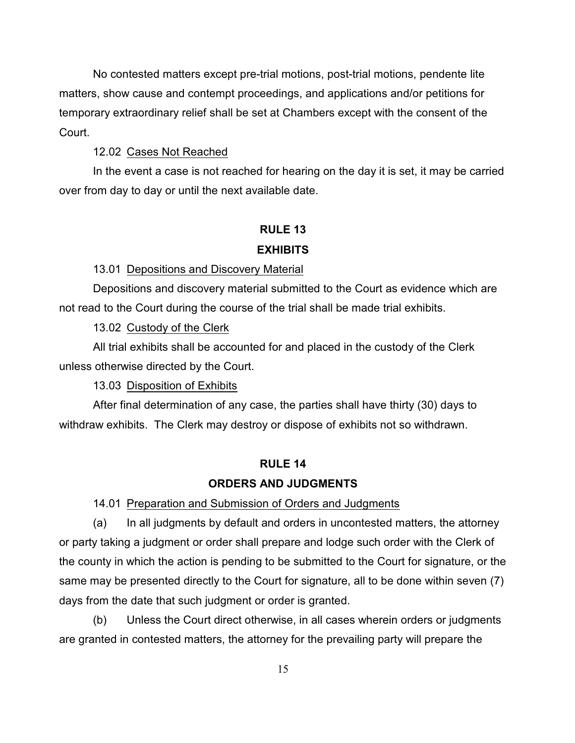No contested matters except pre-trial motions, post-trial motions, pendente lite matters, show cause and contempt proceedings, and applications and/or petitions for temporary extraordinary relief shall be set at Chambers except with the consent of the Court.

12.02 Cases Not Reached

In the event a case is not reached for hearing on the day it is set, it may be carried over from day to day or until the next available date.

## RULE 13

## EXHIBITS

13.01 Depositions and Discovery Material

Depositions and discovery material submitted to the Court as evidence which are not read to the Court during the course of the trial shall be made trial exhibits.

13.02 Custody of the Clerk

All trial exhibits shall be accounted for and placed in the custody of the Clerk unless otherwise directed by the Court.

13.03 Disposition of Exhibits

After final determination of any case, the parties shall have thirty (30) days to withdraw exhibits. The Clerk may destroy or dispose of exhibits not so withdrawn.

## RULE 14

## ORDERS AND JUDGMENTS

14.01 Preparation and Submission of Orders and Judgments

(a) In all judgments by default and orders in uncontested matters, the attorney or party taking a judgment or order shall prepare and lodge such order with the Clerk of the county in which the action is pending to be submitted to the Court for signature, or the same may be presented directly to the Court for signature, all to be done within seven (7) days from the date that such judgment or order is granted.

(b) Unless the Court direct otherwise, in all cases wherein orders or judgments are granted in contested matters, the attorney for the prevailing party will prepare the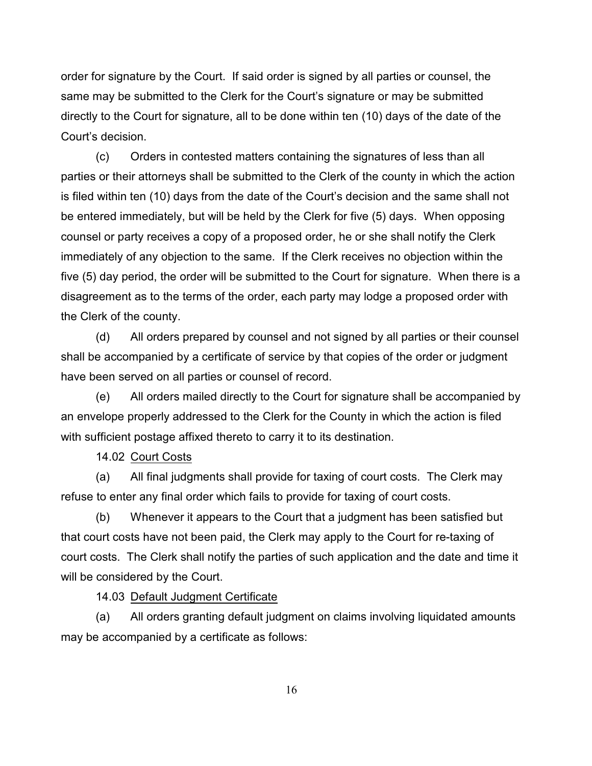order for signature by the Court. If said order is signed by all parties or counsel, the same may be submitted to the Clerk for the Court's signature or may be submitted directly to the Court for signature, all to be done within ten (10) days of the date of the Court's decision.

(c) Orders in contested matters containing the signatures of less than all parties or their attorneys shall be submitted to the Clerk of the county in which the action is filed within ten (10) days from the date of the Court's decision and the same shall not be entered immediately, but will be held by the Clerk for five (5) days. When opposing counsel or party receives a copy of a proposed order, he or she shall notify the Clerk immediately of any objection to the same. If the Clerk receives no objection within the five (5) day period, the order will be submitted to the Court for signature. When there is a disagreement as to the terms of the order, each party may lodge a proposed order with the Clerk of the county.

(d) All orders prepared by counsel and not signed by all parties or their counsel shall be accompanied by a certificate of service by that copies of the order or judgment have been served on all parties or counsel of record.

(e) All orders mailed directly to the Court for signature shall be accompanied by an envelope properly addressed to the Clerk for the County in which the action is filed with sufficient postage affixed thereto to carry it to its destination.

14.02 Court Costs

(a) All final judgments shall provide for taxing of court costs. The Clerk may refuse to enter any final order which fails to provide for taxing of court costs.

(b) Whenever it appears to the Court that a judgment has been satisfied but that court costs have not been paid, the Clerk may apply to the Court for re-taxing of court costs. The Clerk shall notify the parties of such application and the date and time it will be considered by the Court.

14.03 Default Judgment Certificate

(a) All orders granting default judgment on claims involving liquidated amounts may be accompanied by a certificate as follows: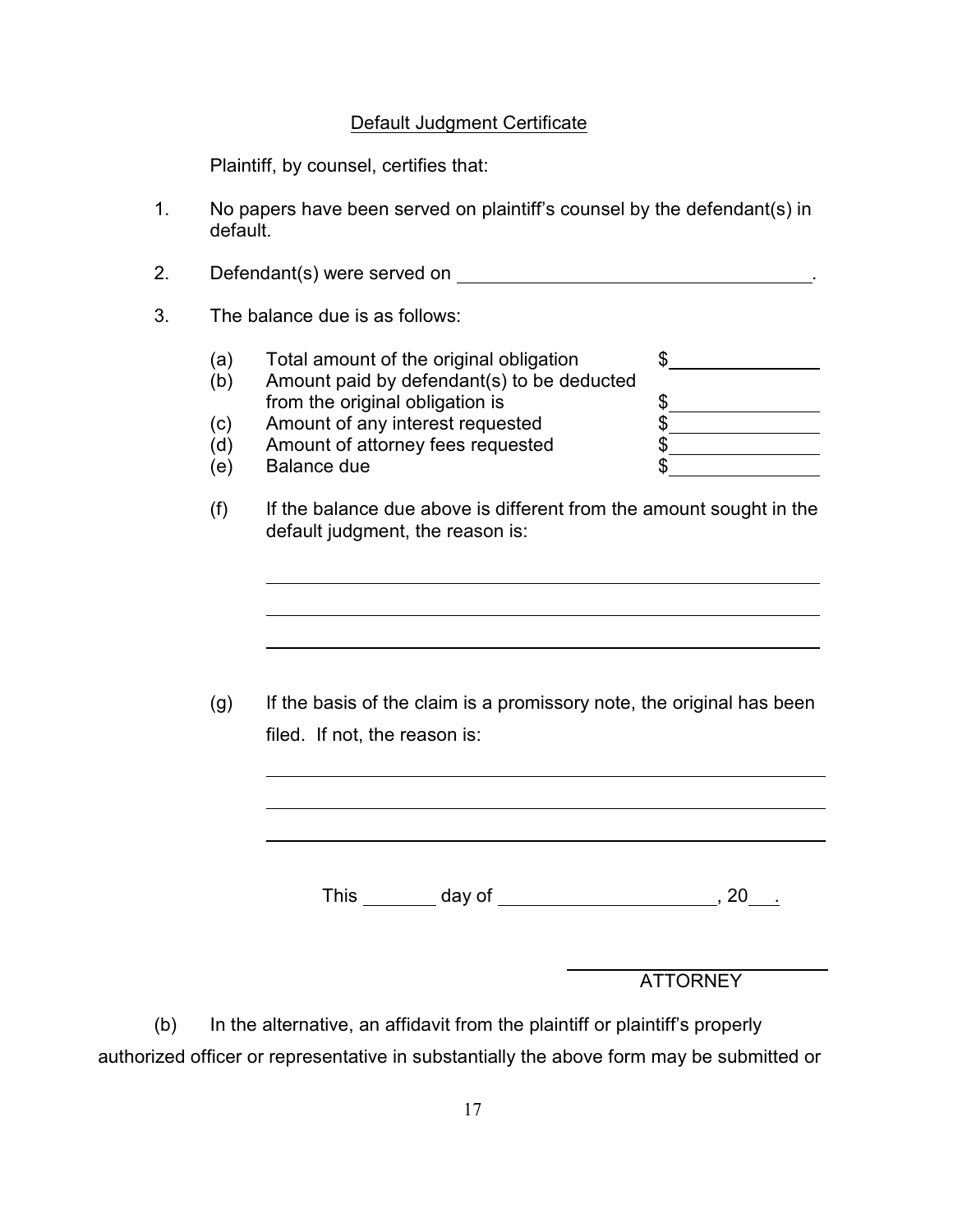<u>Default Judgment Certificate</u>

Plaintiff, by counsel, certifies that:

1. No papers have been served on plaintiff's counsel by the defendant(s) in default.

2. Defendant(s) were served on ____________________________________.

3. The balance due is as follows:

   (a) Total amount of the original obligation $______________
   (b) Amount paid by defendant(s) to be deducted from the original obligation is $______________
   (c) Amount of any interest requested $______________
   (d) Amount of attorney fees requested $______________
   (e) Balance due $______________

   (f) If the balance due above is different from the amount sought in the default judgment, the reason is:

   ______________________________________________________

   ______________________________________________________

   ______________________________________________________

   (g) If the basis of the claim is a promissory note, the original has been filed. If not, the reason is:

   ______________________________________________________

   ______________________________________________________

   ______________________________________________________

This _______ day of ____________________, 20___.

______________________
ATTORNEY

(b) In the alternative, an affidavit from the plaintiff or plaintiff's properly authorized officer or representative in substantially the above form may be submitted or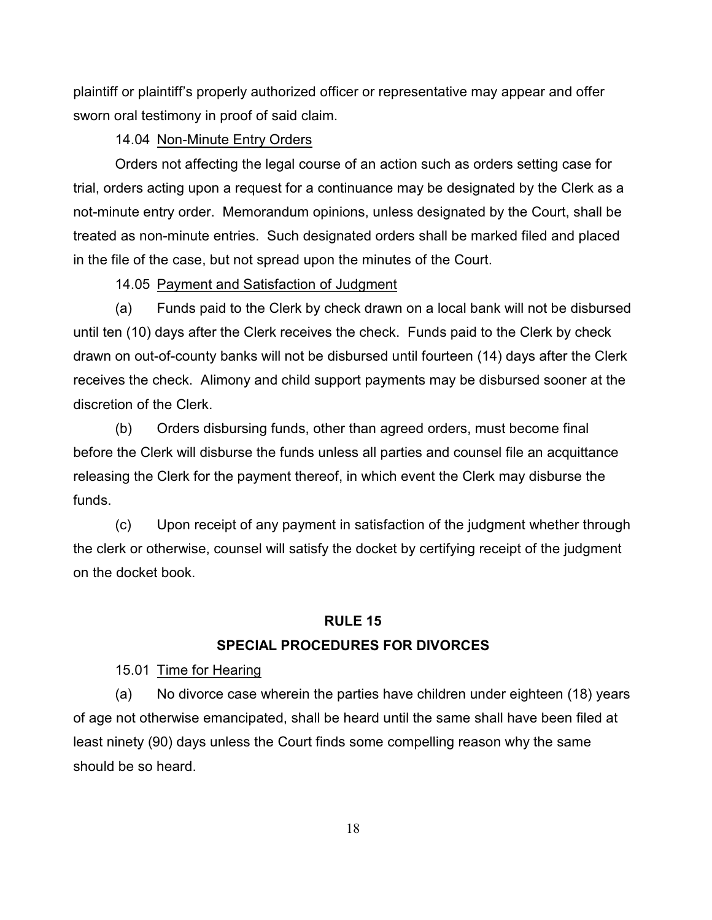plaintiff or plaintiff's properly authorized officer or representative may appear and offer sworn oral testimony in proof of said claim.

14.04 Non-Minute Entry Orders

Orders not affecting the legal course of an action such as orders setting case for trial, orders acting upon a request for a continuance may be designated by the Clerk as a not-minute entry order. Memorandum opinions, unless designated by the Court, shall be treated as non-minute entries. Such designated orders shall be marked filed and placed in the file of the case, but not spread upon the minutes of the Court.

14.05 Payment and Satisfaction of Judgment

(a) Funds paid to the Clerk by check drawn on a local bank will not be disbursed until ten (10) days after the Clerk receives the check. Funds paid to the Clerk by check drawn on out-of-county banks will not be disbursed until fourteen (14) days after the Clerk receives the check. Alimony and child support payments may be disbursed sooner at the discretion of the Clerk.

(b) Orders disbursing funds, other than agreed orders, must become final before the Clerk will disburse the funds unless all parties and counsel file an acquittance releasing the Clerk for the payment thereof, in which event the Clerk may disburse the funds.

(c) Upon receipt of any payment in satisfaction of the judgment whether through the clerk or otherwise, counsel will satisfy the docket by certifying receipt of the judgment on the docket book.

## RULE 15

## SPECIAL PROCEDURES FOR DIVORCES

15.01 Time for Hearing

(a) No divorce case wherein the parties have children under eighteen (18) years of age not otherwise emancipated, shall be heard until the same shall have been filed at least ninety (90) days unless the Court finds some compelling reason why the same should be so heard.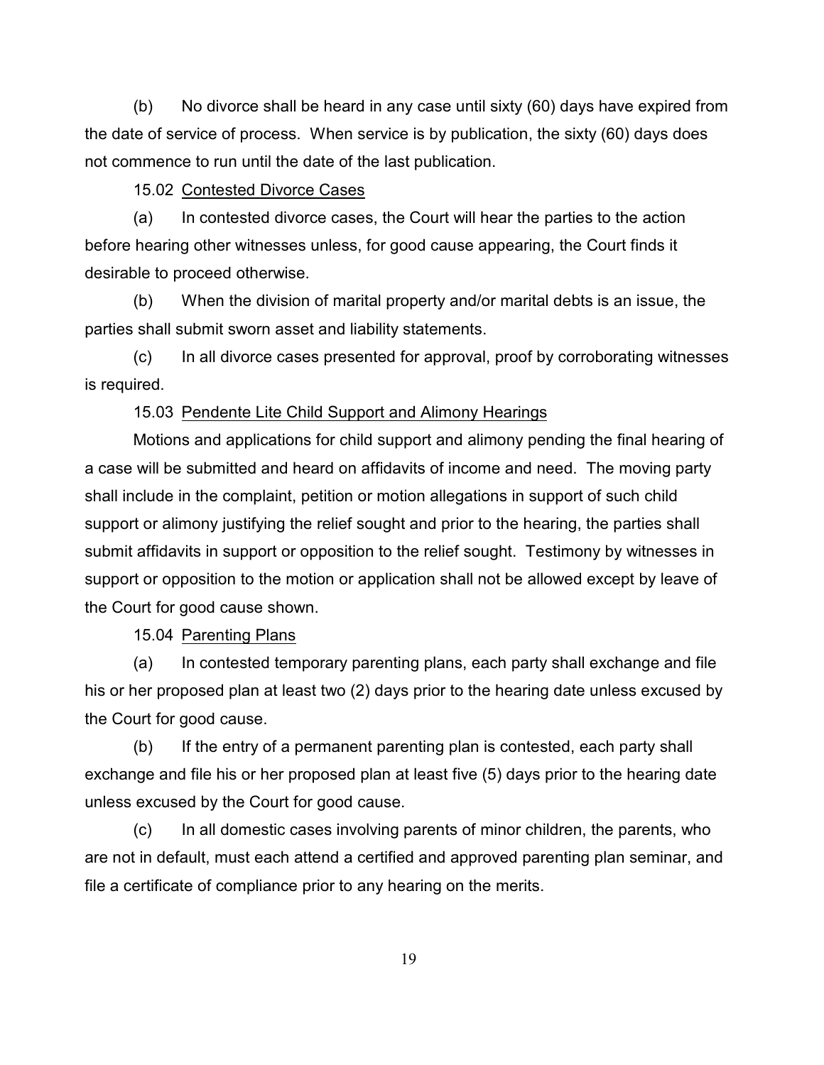(b) No divorce shall be heard in any case until sixty (60) days have expired from the date of service of process. When service is by publication, the sixty (60) days does not commence to run until the date of the last publication.

15.02 <u>Contested Divorce Cases</u>

(a) In contested divorce cases, the Court will hear the parties to the action before hearing other witnesses unless, for good cause appearing, the Court finds it desirable to proceed otherwise.

(b) When the division of marital property and/or marital debts is an issue, the parties shall submit sworn asset and liability statements.

(c) In all divorce cases presented for approval, proof by corroborating witnesses is required.

15.03 <u>Pendente Lite Child Support and Alimony Hearings</u>

Motions and applications for child support and alimony pending the final hearing of a case will be submitted and heard on affidavits of income and need. The moving party shall include in the complaint, petition or motion allegations in support of such child support or alimony justifying the relief sought and prior to the hearing, the parties shall submit affidavits in support or opposition to the relief sought. Testimony by witnesses in support or opposition to the motion or application shall not be allowed except by leave of the Court for good cause shown.

15.04 <u>Parenting Plans</u>

(a) In contested temporary parenting plans, each party shall exchange and file his or her proposed plan at least two (2) days prior to the hearing date unless excused by the Court for good cause.

(b) If the entry of a permanent parenting plan is contested, each party shall exchange and file his or her proposed plan at least five (5) days prior to the hearing date unless excused by the Court for good cause.

(c) In all domestic cases involving parents of minor children, the parents, who are not in default, must each attend a certified and approved parenting plan seminar, and file a certificate of compliance prior to any hearing on the merits.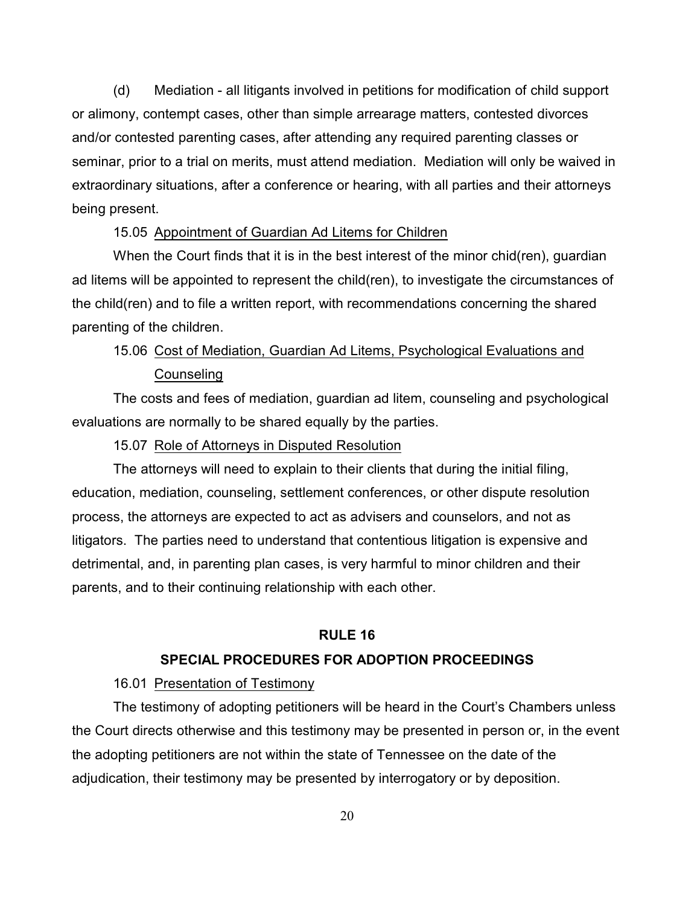(d) Mediation - all litigants involved in petitions for modification of child support or alimony, contempt cases, other than simple arrearage matters, contested divorces and/or contested parenting cases, after attending any required parenting classes or seminar, prior to a trial on merits, must attend mediation. Mediation will only be waived in extraordinary situations, after a conference or hearing, with all parties and their attorneys being present.

15.05 Appointment of Guardian Ad Litems for Children

When the Court finds that it is in the best interest of the minor chid(ren), guardian ad litems will be appointed to represent the child(ren), to investigate the circumstances of the child(ren) and to file a written report, with recommendations concerning the shared parenting of the children.

15.06 Cost of Mediation, Guardian Ad Litems, Psychological Evaluations and Counseling

The costs and fees of mediation, guardian ad litem, counseling and psychological evaluations are normally to be shared equally by the parties.

15.07 Role of Attorneys in Disputed Resolution

The attorneys will need to explain to their clients that during the initial filing, education, mediation, counseling, settlement conferences, or other dispute resolution process, the attorneys are expected to act as advisers and counselors, and not as litigators. The parties need to understand that contentious litigation is expensive and detrimental, and, in parenting plan cases, is very harmful to minor children and their parents, and to their continuing relationship with each other.

## RULE 16

## SPECIAL PROCEDURES FOR ADOPTION PROCEEDINGS

16.01 Presentation of Testimony

The testimony of adopting petitioners will be heard in the Court's Chambers unless the Court directs otherwise and this testimony may be presented in person or, in the event the adopting petitioners are not within the state of Tennessee on the date of the adjudication, their testimony may be presented by interrogatory or by deposition.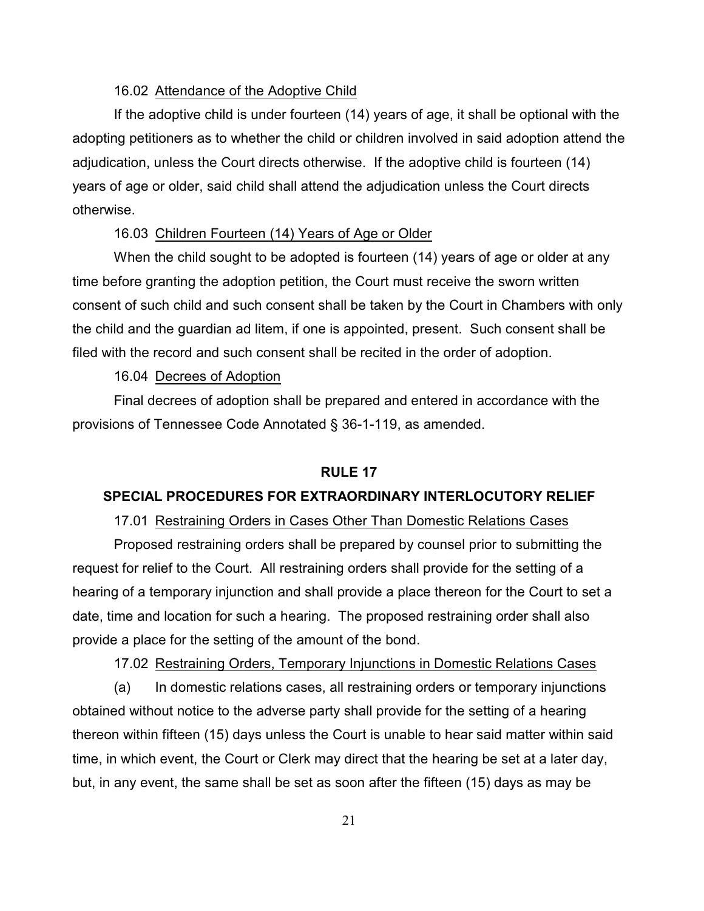16.02 Attendance of the Adoptive Child

If the adoptive child is under fourteen (14) years of age, it shall be optional with the adopting petitioners as to whether the child or children involved in said adoption attend the adjudication, unless the Court directs otherwise. If the adoptive child is fourteen (14) years of age or older, said child shall attend the adjudication unless the Court directs otherwise.

16.03 Children Fourteen (14) Years of Age or Older

When the child sought to be adopted is fourteen (14) years of age or older at any time before granting the adoption petition, the Court must receive the sworn written consent of such child and such consent shall be taken by the Court in Chambers with only the child and the guardian ad litem, if one is appointed, present. Such consent shall be filed with the record and such consent shall be recited in the order of adoption.

16.04 Decrees of Adoption

Final decrees of adoption shall be prepared and entered in accordance with the provisions of Tennessee Code Annotated § 36-1-119, as amended.

## RULE 17

## SPECIAL PROCEDURES FOR EXTRAORDINARY INTERLOCUTORY RELIEF

17.01 Restraining Orders in Cases Other Than Domestic Relations Cases

Proposed restraining orders shall be prepared by counsel prior to submitting the request for relief to the Court. All restraining orders shall provide for the setting of a hearing of a temporary injunction and shall provide a place thereon for the Court to set a date, time and location for such a hearing. The proposed restraining order shall also provide a place for the setting of the amount of the bond.

17.02 Restraining Orders, Temporary Injunctions in Domestic Relations Cases

(a) In domestic relations cases, all restraining orders or temporary injunctions obtained without notice to the adverse party shall provide for the setting of a hearing thereon within fifteen (15) days unless the Court is unable to hear said matter within said time, in which event, the Court or Clerk may direct that the hearing be set at a later day, but, in any event, the same shall be set as soon after the fifteen (15) days as may be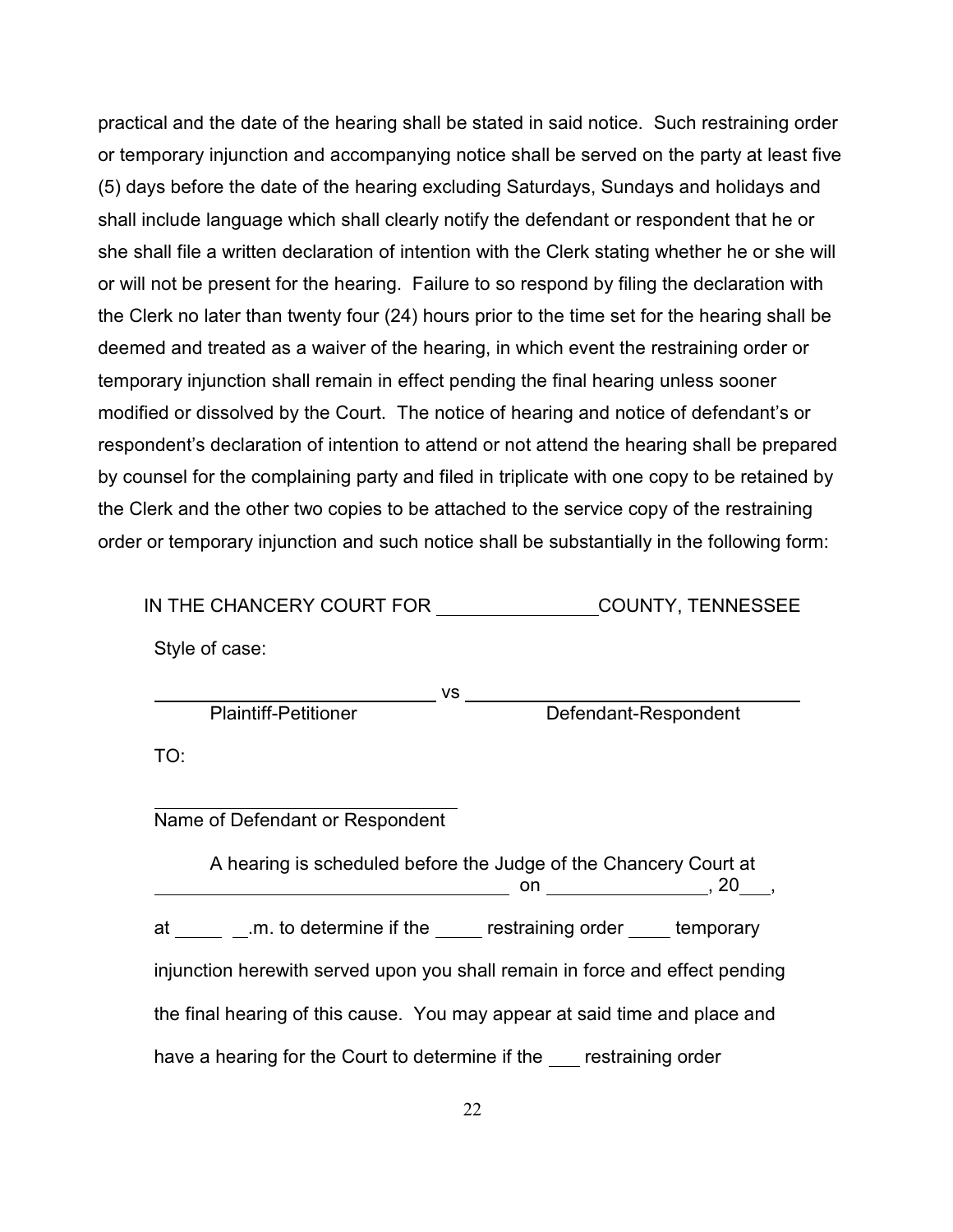practical and the date of the hearing shall be stated in said notice. Such restraining order or temporary injunction and accompanying notice shall be served on the party at least five (5) days before the date of the hearing excluding Saturdays, Sundays and holidays and shall include language which shall clearly notify the defendant or respondent that he or she shall file a written declaration of intention with the Clerk stating whether he or she will or will not be present for the hearing. Failure to so respond by filing the declaration with the Clerk no later than twenty four (24) hours prior to the time set for the hearing shall be deemed and treated as a waiver of the hearing, in which event the restraining order or temporary injunction shall remain in effect pending the final hearing unless sooner modified or dissolved by the Court. The notice of hearing and notice of defendant's or respondent's declaration of intention to attend or not attend the hearing shall be prepared by counsel for the complaining party and filed in triplicate with one copy to be retained by the Clerk and the other two copies to be attached to the service copy of the restraining order or temporary injunction and such notice shall be substantially in the following form:

IN THE CHANCERY COURT FOR ________________ COUNTY, TENNESSEE

Style of case:

______________________________ vs ______________________________
Plaintiff-Petitioner                                        Defendant-Respondent

TO:

______________________________
Name of Defendant or Respondent

A hearing is scheduled before the Judge of the Chancery Court at ____________________________________ on ________________, 20___,

at _____ __.m. to determine if the _____ restraining order ____ temporary injunction herewith served upon you shall remain in force and effect pending the final hearing of this cause. You may appear at said time and place and have a hearing for the Court to determine if the ___ restraining order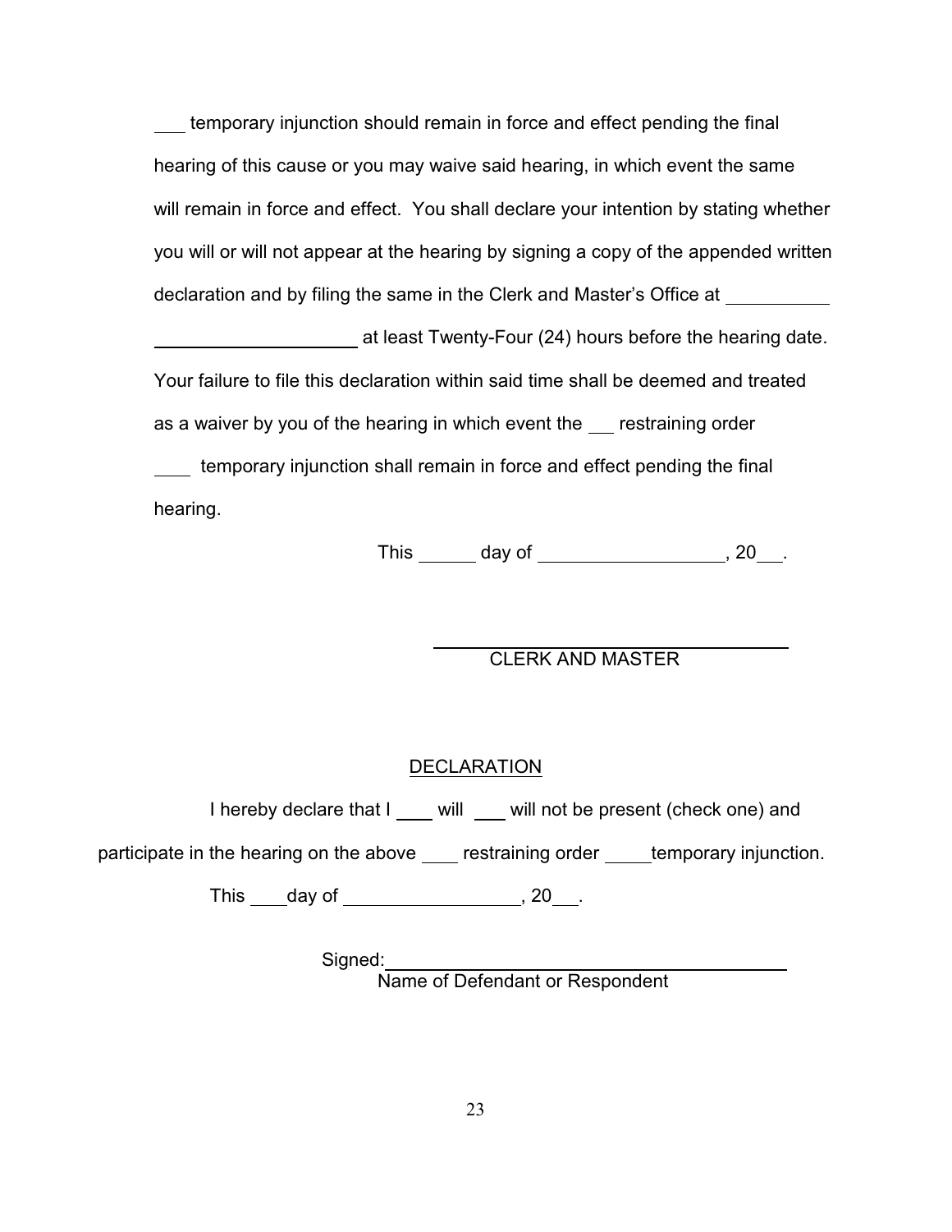___ temporary injunction should remain in force and effect pending the final hearing of this cause or you may waive said hearing, in which event the same will remain in force and effect. You shall declare your intention by stating whether you will or will not appear at the hearing by signing a copy of the appended written declaration and by filing the same in the Clerk and Master's Office at __________ ____________________ at least Twenty-Four (24) hours before the hearing date. Your failure to file this declaration within said time shall be deemed and treated as a waiver by you of the hearing in which event the __ restraining order ____ temporary injunction shall remain in force and effect pending the final hearing.

This ______ day of __________________, 20___.

__________________________________
CLERK AND MASTER

DECLARATION

I hereby declare that I ____ will ___ will not be present (check one) and participate in the hearing on the above ____ restraining order _____temporary injunction.

This ____day of _________________, 20___.

Signed:________________________________________
Name of Defendant or Respondent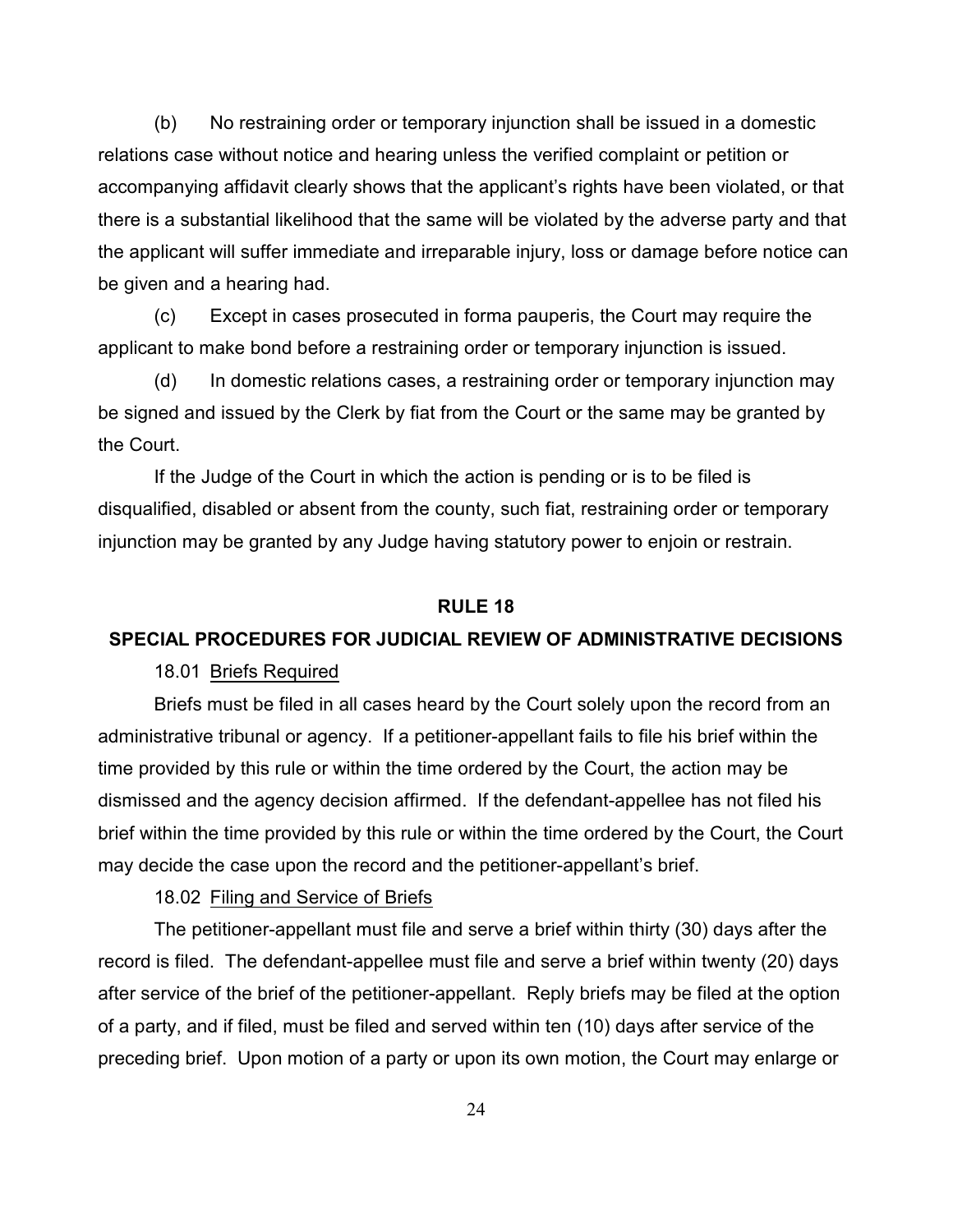(b) No restraining order or temporary injunction shall be issued in a domestic relations case without notice and hearing unless the verified complaint or petition or accompanying affidavit clearly shows that the applicant's rights have been violated, or that there is a substantial likelihood that the same will be violated by the adverse party and that the applicant will suffer immediate and irreparable injury, loss or damage before notice can be given and a hearing had.

(c) Except in cases prosecuted in forma pauperis, the Court may require the applicant to make bond before a restraining order or temporary injunction is issued.

(d) In domestic relations cases, a restraining order or temporary injunction may be signed and issued by the Clerk by fiat from the Court or the same may be granted by the Court.

If the Judge of the Court in which the action is pending or is to be filed is disqualified, disabled or absent from the county, such fiat, restraining order or temporary injunction may be granted by any Judge having statutory power to enjoin or restrain.

## RULE 18

## SPECIAL PROCEDURES FOR JUDICIAL REVIEW OF ADMINISTRATIVE DECISIONS

18.01 Briefs Required

Briefs must be filed in all cases heard by the Court solely upon the record from an administrative tribunal or agency. If a petitioner-appellant fails to file his brief within the time provided by this rule or within the time ordered by the Court, the action may be dismissed and the agency decision affirmed. If the defendant-appellee has not filed his brief within the time provided by this rule or within the time ordered by the Court, the Court may decide the case upon the record and the petitioner-appellant's brief.

18.02 Filing and Service of Briefs

The petitioner-appellant must file and serve a brief within thirty (30) days after the record is filed. The defendant-appellee must file and serve a brief within twenty (20) days after service of the brief of the petitioner-appellant. Reply briefs may be filed at the option of a party, and if filed, must be filed and served within ten (10) days after service of the preceding brief. Upon motion of a party or upon its own motion, the Court may enlarge or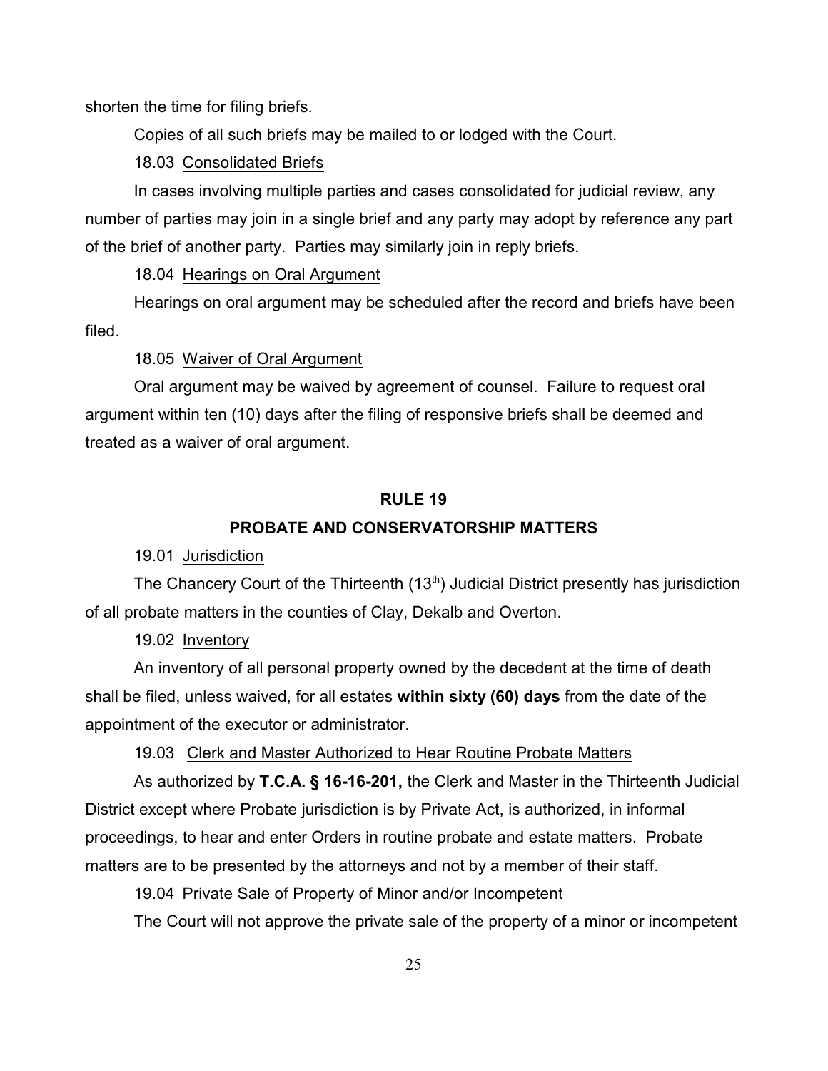shorten the time for filing briefs.

Copies of all such briefs may be mailed to or lodged with the Court.

18.03 Consolidated Briefs

In cases involving multiple parties and cases consolidated for judicial review, any number of parties may join in a single brief and any party may adopt by reference any part of the brief of another party. Parties may similarly join in reply briefs.

18.04 Hearings on Oral Argument

Hearings on oral argument may be scheduled after the record and briefs have been filed.

18.05 Waiver of Oral Argument

Oral argument may be waived by agreement of counsel. Failure to request oral argument within ten (10) days after the filing of responsive briefs shall be deemed and treated as a waiver of oral argument.

## RULE 19

## PROBATE AND CONSERVATORSHIP MATTERS

19.01 Jurisdiction

The Chancery Court of the Thirteenth (13th) Judicial District presently has jurisdiction of all probate matters in the counties of Clay, Dekalb and Overton.

19.02 Inventory

An inventory of all personal property owned by the decedent at the time of death shall be filed, unless waived, for all estates **within sixty (60) days** from the date of the appointment of the executor or administrator.

19.03 Clerk and Master Authorized to Hear Routine Probate Matters

As authorized by **T.C.A. § 16-16-201,** the Clerk and Master in the Thirteenth Judicial District except where Probate jurisdiction is by Private Act, is authorized, in informal proceedings, to hear and enter Orders in routine probate and estate matters. Probate matters are to be presented by the attorneys and not by a member of their staff.

19.04 Private Sale of Property of Minor and/or Incompetent

The Court will not approve the private sale of the property of a minor or incompetent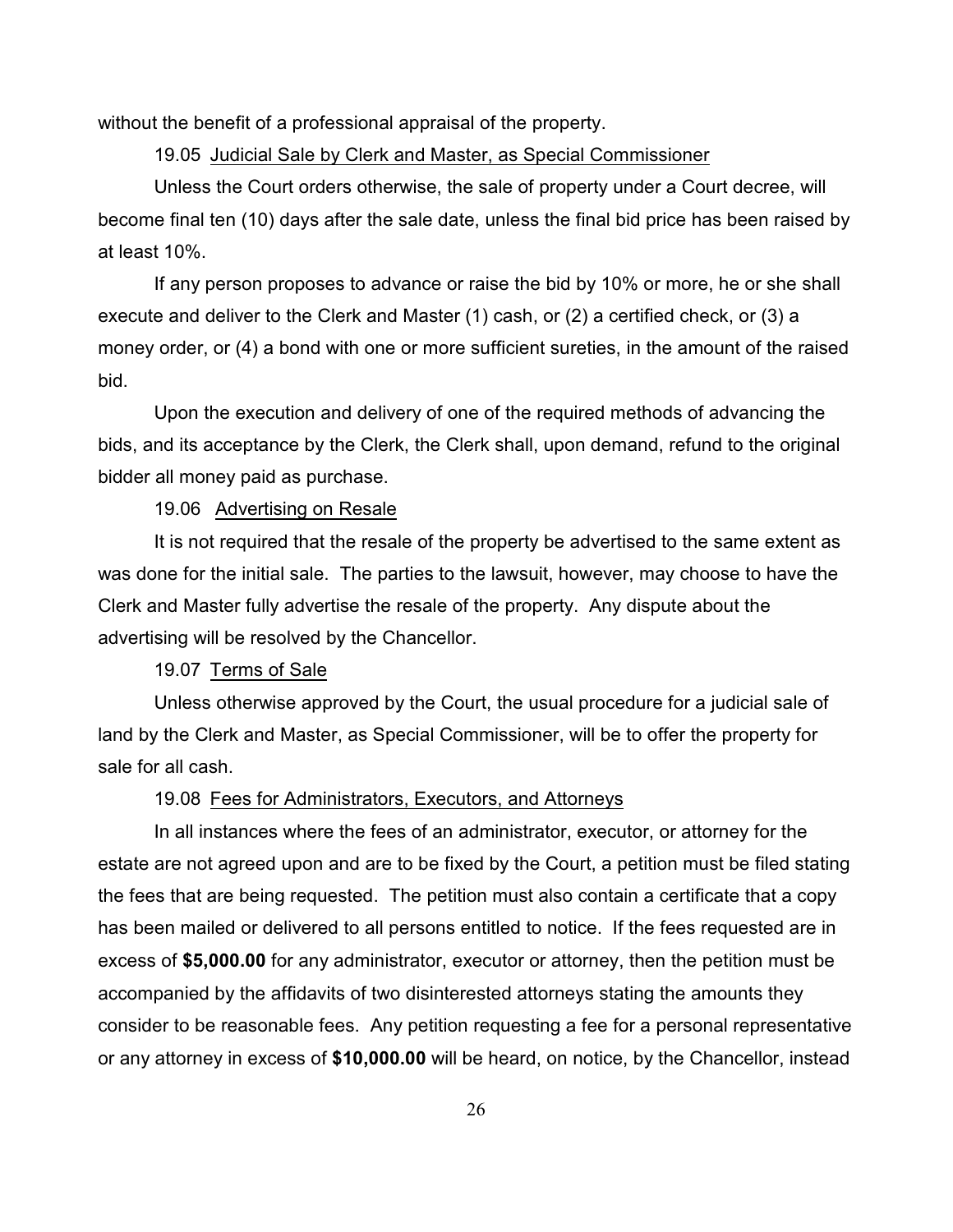without the benefit of a professional appraisal of the property.

### 19.05 Judicial Sale by Clerk and Master, as Special Commissioner

Unless the Court orders otherwise, the sale of property under a Court decree, will become final ten (10) days after the sale date, unless the final bid price has been raised by at least 10%.

If any person proposes to advance or raise the bid by 10% or more, he or she shall execute and deliver to the Clerk and Master (1) cash, or (2) a certified check, or (3) a money order, or (4) a bond with one or more sufficient sureties, in the amount of the raised bid.

Upon the execution and delivery of one of the required methods of advancing the bids, and its acceptance by the Clerk, the Clerk shall, upon demand, refund to the original bidder all money paid as purchase.

### 19.06 Advertising on Resale

It is not required that the resale of the property be advertised to the same extent as was done for the initial sale. The parties to the lawsuit, however, may choose to have the Clerk and Master fully advertise the resale of the property. Any dispute about the advertising will be resolved by the Chancellor.

### 19.07 Terms of Sale

Unless otherwise approved by the Court, the usual procedure for a judicial sale of land by the Clerk and Master, as Special Commissioner, will be to offer the property for sale for all cash.

### 19.08 Fees for Administrators, Executors, and Attorneys

In all instances where the fees of an administrator, executor, or attorney for the estate are not agreed upon and are to be fixed by the Court, a petition must be filed stating the fees that are being requested. The petition must also contain a certificate that a copy has been mailed or delivered to all persons entitled to notice. If the fees requested are in excess of **$5,000.00** for any administrator, executor or attorney, then the petition must be accompanied by the affidavits of two disinterested attorneys stating the amounts they consider to be reasonable fees. Any petition requesting a fee for a personal representative or any attorney in excess of **$10,000.00** will be heard, on notice, by the Chancellor, instead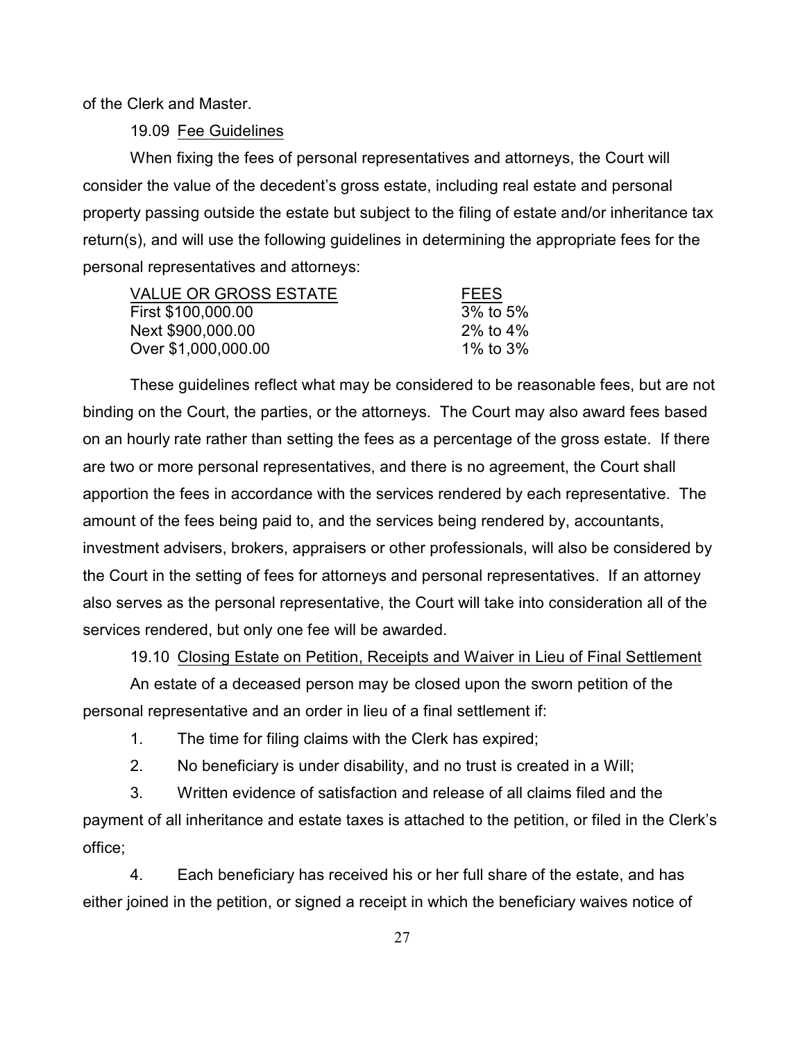of the Clerk and Master.

### 19.09 Fee Guidelines

When fixing the fees of personal representatives and attorneys, the Court will consider the value of the decedent's gross estate, including real estate and personal property passing outside the estate but subject to the filing of estate and/or inheritance tax return(s), and will use the following guidelines in determining the appropriate fees for the personal representatives and attorneys:

| VALUE OR GROSS ESTATE | FEES |
|---|---|
| First $100,000.00 | 3% to 5% |
| Next $900,000.00 | 2% to 4% |
| Over $1,000,000.00 | 1% to 3% |

These guidelines reflect what may be considered to be reasonable fees, but are not binding on the Court, the parties, or the attorneys. The Court may also award fees based on an hourly rate rather than setting the fees as a percentage of the gross estate. If there are two or more personal representatives, and there is no agreement, the Court shall apportion the fees in accordance with the services rendered by each representative. The amount of the fees being paid to, and the services being rendered by, accountants, investment advisers, brokers, appraisers or other professionals, will also be considered by the Court in the setting of fees for attorneys and personal representatives. If an attorney also serves as the personal representative, the Court will take into consideration all of the services rendered, but only one fee will be awarded.

### 19.10 Closing Estate on Petition, Receipts and Waiver in Lieu of Final Settlement

An estate of a deceased person may be closed upon the sworn petition of the personal representative and an order in lieu of a final settlement if:

1. The time for filing claims with the Clerk has expired;
2. No beneficiary is under disability, and no trust is created in a Will;
3. Written evidence of satisfaction and release of all claims filed and the payment of all inheritance and estate taxes is attached to the petition, or filed in the Clerk's office;
4. Each beneficiary has received his or her full share of the estate, and has either joined in the petition, or signed a receipt in which the beneficiary waives notice of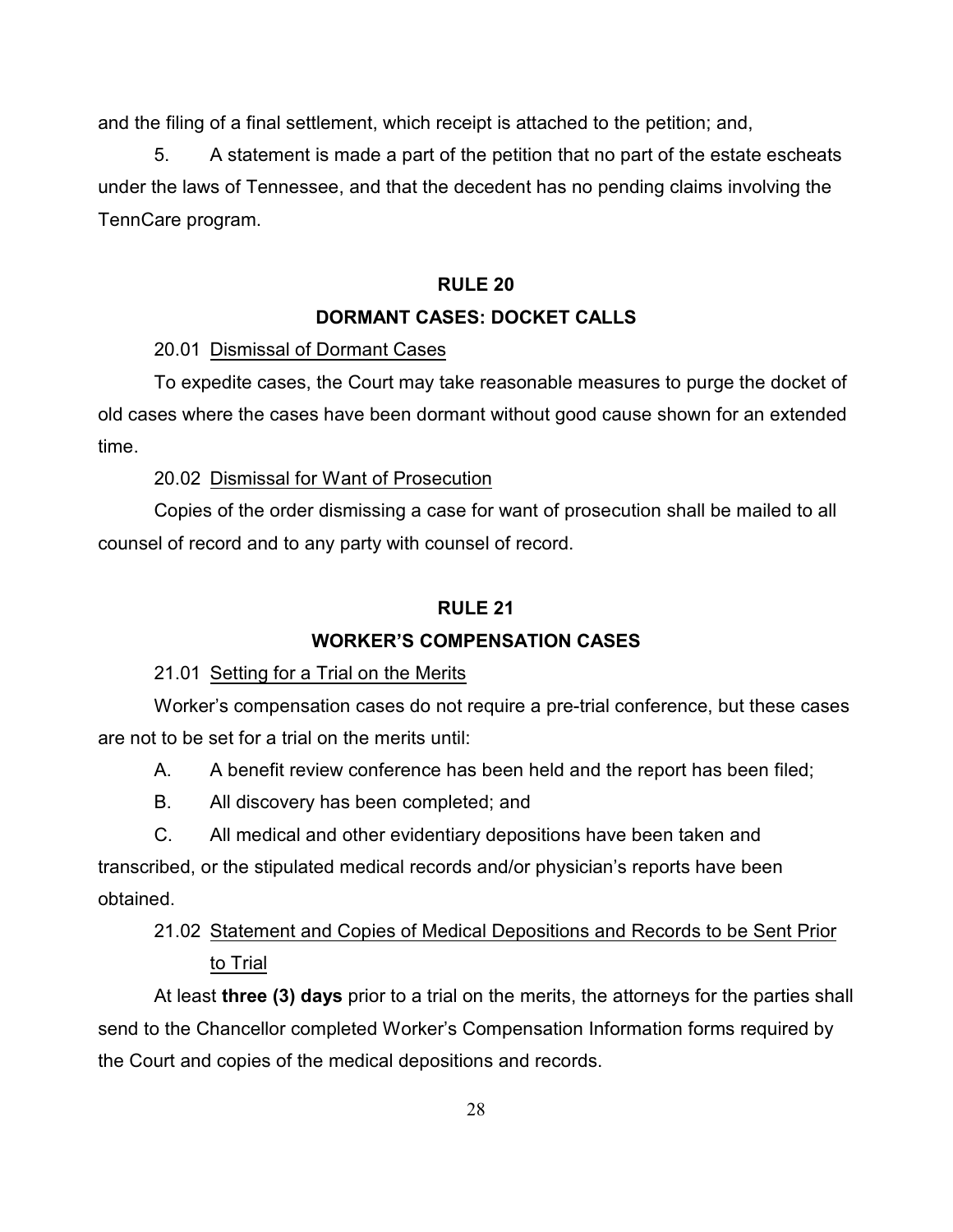and the filing of a final settlement, which receipt is attached to the petition; and,

5. A statement is made a part of the petition that no part of the estate escheats under the laws of Tennessee, and that the decedent has no pending claims involving the TennCare program.

## RULE 20

## DORMANT CASES: DOCKET CALLS

20.01 Dismissal of Dormant Cases

To expedite cases, the Court may take reasonable measures to purge the docket of old cases where the cases have been dormant without good cause shown for an extended time.

20.02 Dismissal for Want of Prosecution

Copies of the order dismissing a case for want of prosecution shall be mailed to all counsel of record and to any party with counsel of record.

## RULE 21

## WORKER'S COMPENSATION CASES

21.01 Setting for a Trial on the Merits

Worker's compensation cases do not require a pre-trial conference, but these cases are not to be set for a trial on the merits until:

A. A benefit review conference has been held and the report has been filed;

B. All discovery has been completed; and

C. All medical and other evidentiary depositions have been taken and transcribed, or the stipulated medical records and/or physician's reports have been obtained.

21.02 Statement and Copies of Medical Depositions and Records to be Sent Prior to Trial

At least **three (3) days** prior to a trial on the merits, the attorneys for the parties shall send to the Chancellor completed Worker's Compensation Information forms required by the Court and copies of the medical depositions and records.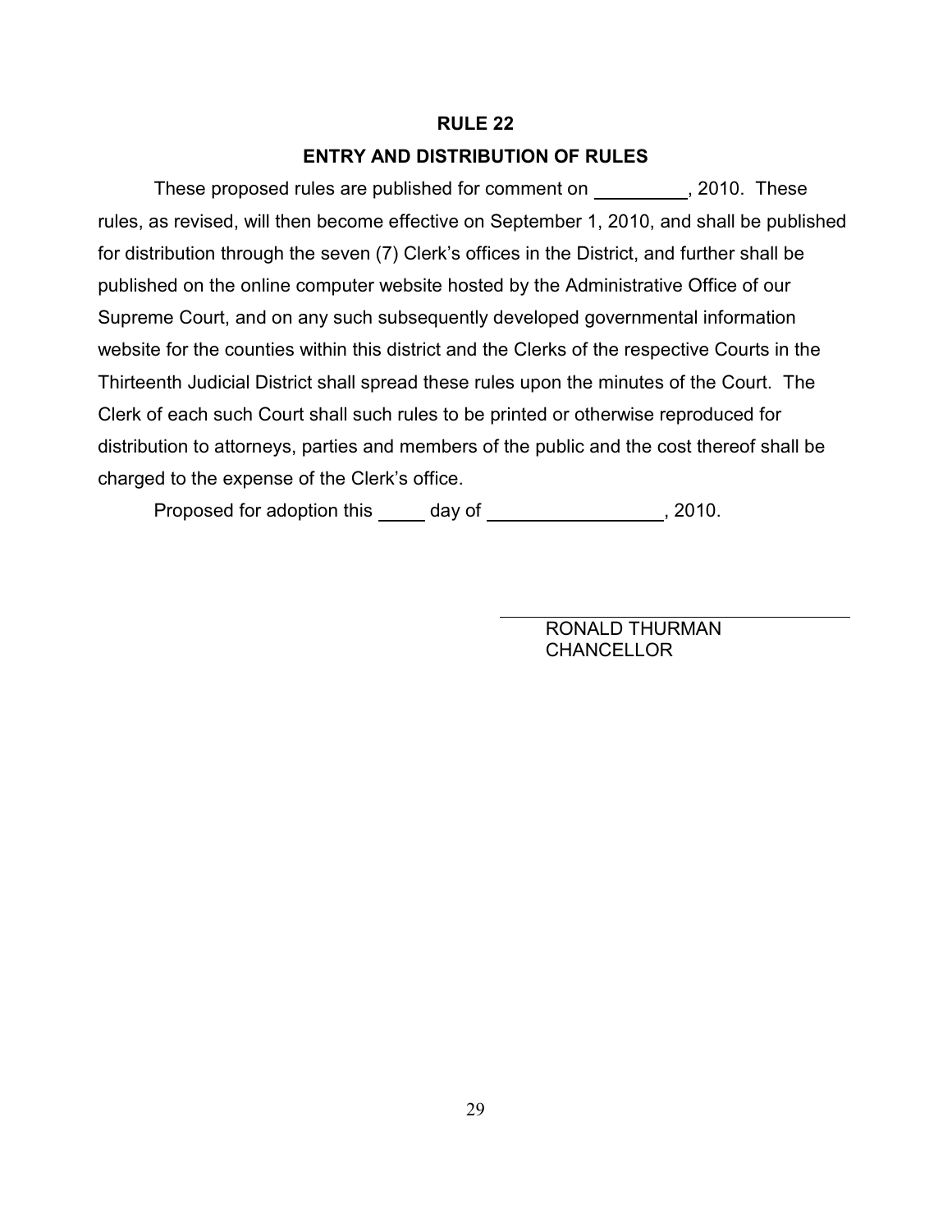## RULE 22

### ENTRY AND DISTRIBUTION OF RULES

These proposed rules are published for comment on \_\_\_\_\_\_\_\_\_, 2010. These rules, as revised, will then become effective on September 1, 2010, and shall be published for distribution through the seven (7) Clerk's offices in the District, and further shall be published on the online computer website hosted by the Administrative Office of our Supreme Court, and on any such subsequently developed governmental information website for the counties within this district and the Clerks of the respective Courts in the Thirteenth Judicial District shall spread these rules upon the minutes of the Court. The Clerk of each such Court shall such rules to be printed or otherwise reproduced for distribution to attorneys, parties and members of the public and the cost thereof shall be charged to the expense of the Clerk's office.

Proposed for adoption this \_\_\_\_\_ day of \_\_\_\_\_\_\_\_\_\_\_\_\_\_\_\_\_, 2010.

\_\_\_\_\_\_\_\_\_\_\_\_\_\_\_\_\_\_\_\_\_\_\_\_\_\_\_\_\_\_

RONALD THURMAN
CHANCELLOR